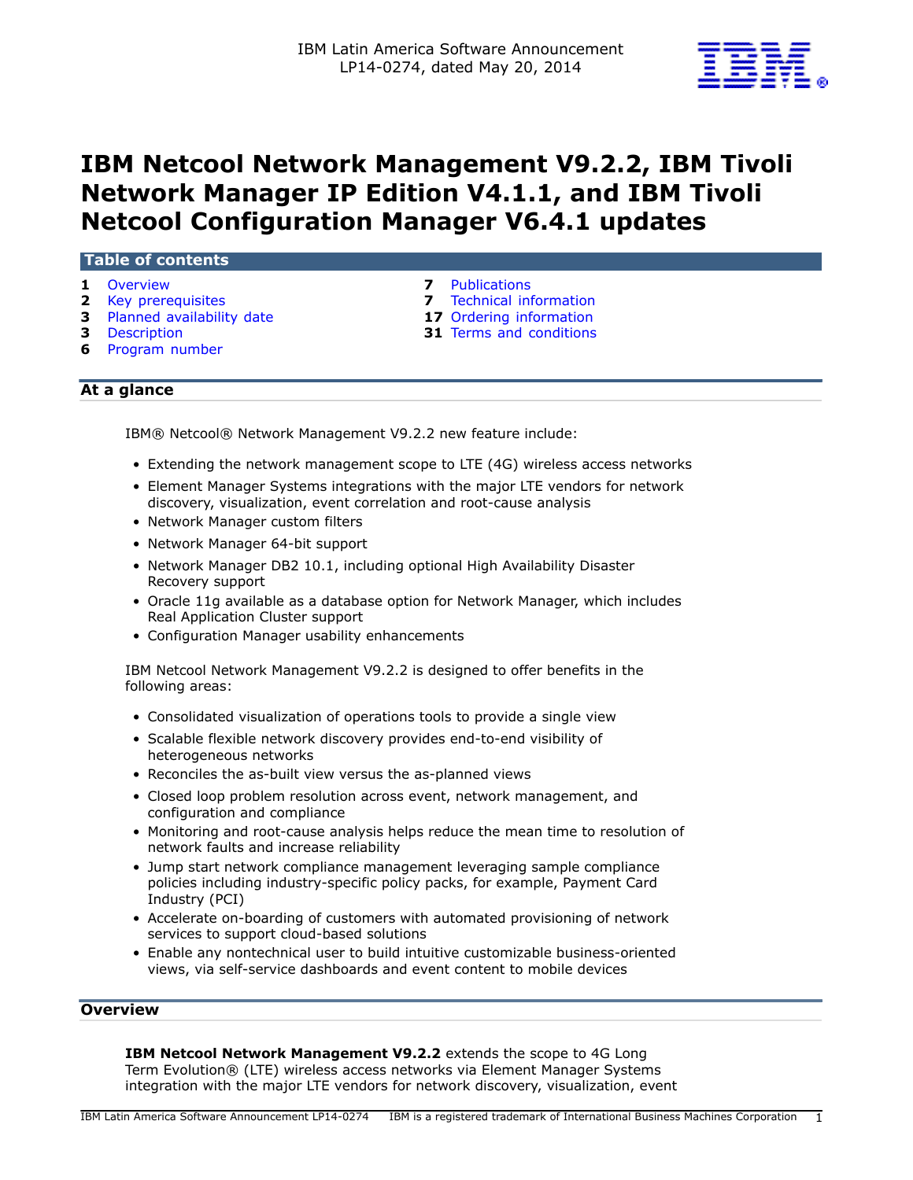IBM Latin America Software Announcement
LP14-0274, dated May 20, 2014

# IBM Netcool Network Management V9.2.2, IBM Tivoli Network Manager IP Edition V4.1.1, and IBM Tivoli Netcool Configuration Manager V6.4.1 updates

## Table of contents

| | | | |
|---|---|---|---|
| 1 | Overview | 7 | Publications |
| 2 | Key prerequisites | 7 | Technical information |
| 3 | Planned availability date | 17 | Ordering information |
| 3 | Description | 31 | Terms and conditions |
| 6 | Program number | | |

## At a glance

IBM® Netcool® Network Management V9.2.2 new feature include:

- Extending the network management scope to LTE (4G) wireless access networks
- Element Manager Systems integrations with the major LTE vendors for network discovery, visualization, event correlation and root-cause analysis
- Network Manager custom filters
- Network Manager 64-bit support
- Network Manager DB2 10.1, including optional High Availability Disaster Recovery support
- Oracle 11g available as a database option for Network Manager, which includes Real Application Cluster support
- Configuration Manager usability enhancements

IBM Netcool Network Management V9.2.2 is designed to offer benefits in the following areas:

- Consolidated visualization of operations tools to provide a single view
- Scalable flexible network discovery provides end-to-end visibility of heterogeneous networks
- Reconciles the as-built view versus the as-planned views
- Closed loop problem resolution across event, network management, and configuration and compliance
- Monitoring and root-cause analysis helps reduce the mean time to resolution of network faults and increase reliability
- Jump start network compliance management leveraging sample compliance policies including industry-specific policy packs, for example, Payment Card Industry (PCI)
- Accelerate on-boarding of customers with automated provisioning of network services to support cloud-based solutions
- Enable any nontechnical user to build intuitive customizable business-oriented views, via self-service dashboards and event content to mobile devices

## Overview

**IBM Netcool Network Management V9.2.2** extends the scope to 4G Long Term Evolution® (LTE) wireless access networks via Element Manager Systems integration with the major LTE vendors for network discovery, visualization, event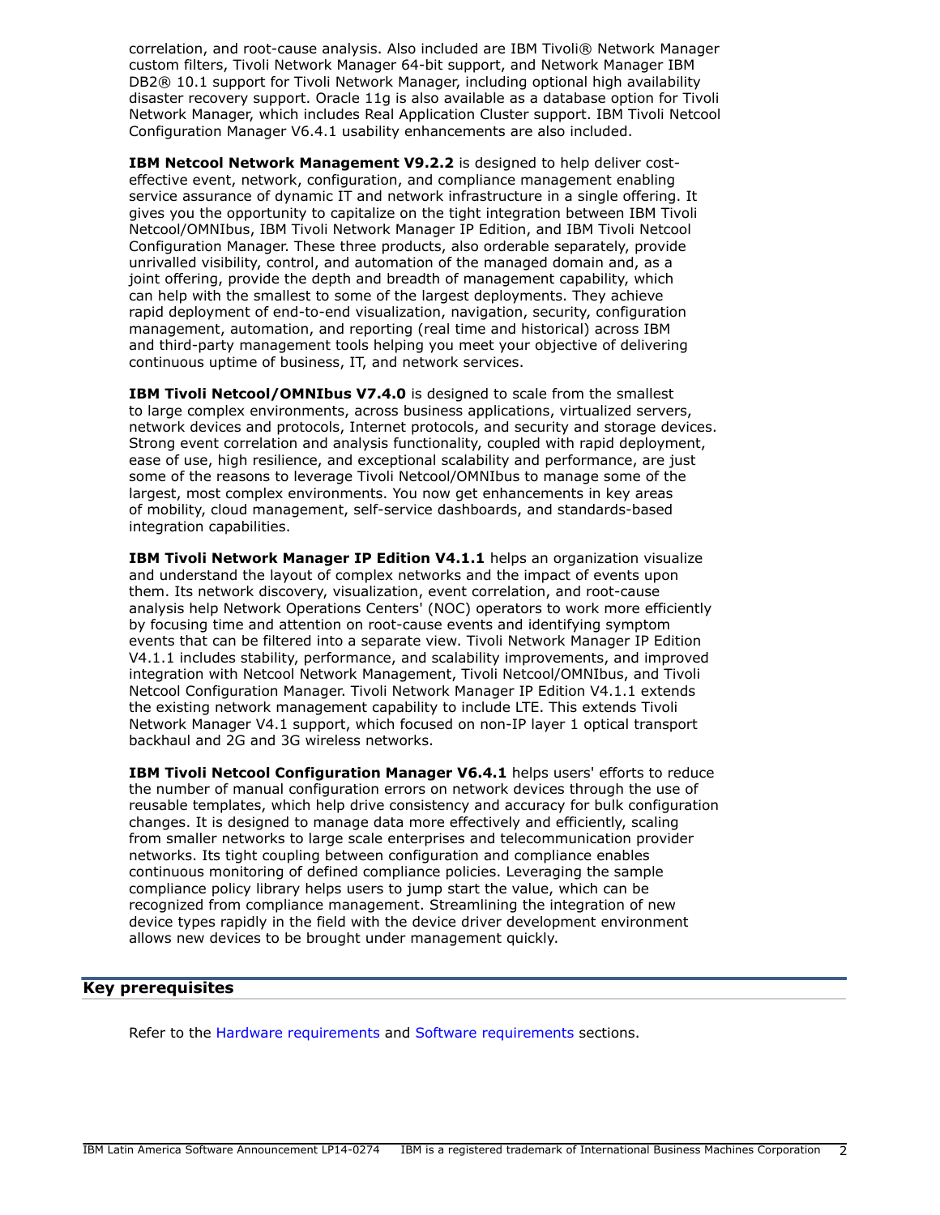correlation, and root-cause analysis. Also included are IBM Tivoli® Network Manager custom filters, Tivoli Network Manager 64-bit support, and Network Manager IBM DB2® 10.1 support for Tivoli Network Manager, including optional high availability disaster recovery support. Oracle 11g is also available as a database option for Tivoli Network Manager, which includes Real Application Cluster support. IBM Tivoli Netcool Configuration Manager V6.4.1 usability enhancements are also included.

**IBM Netcool Network Management V9.2.2** is designed to help deliver cost-effective event, network, configuration, and compliance management enabling service assurance of dynamic IT and network infrastructure in a single offering. It gives you the opportunity to capitalize on the tight integration between IBM Tivoli Netcool/OMNIbus, IBM Tivoli Network Manager IP Edition, and IBM Tivoli Netcool Configuration Manager. These three products, also orderable separately, provide unrivalled visibility, control, and automation of the managed domain and, as a joint offering, provide the depth and breadth of management capability, which can help with the smallest to some of the largest deployments. They achieve rapid deployment of end-to-end visualization, navigation, security, configuration management, automation, and reporting (real time and historical) across IBM and third-party management tools helping you meet your objective of delivering continuous uptime of business, IT, and network services.

**IBM Tivoli Netcool/OMNIbus V7.4.0** is designed to scale from the smallest to large complex environments, across business applications, virtualized servers, network devices and protocols, Internet protocols, and security and storage devices. Strong event correlation and analysis functionality, coupled with rapid deployment, ease of use, high resilience, and exceptional scalability and performance, are just some of the reasons to leverage Tivoli Netcool/OMNIbus to manage some of the largest, most complex environments. You now get enhancements in key areas of mobility, cloud management, self-service dashboards, and standards-based integration capabilities.

**IBM Tivoli Network Manager IP Edition V4.1.1** helps an organization visualize and understand the layout of complex networks and the impact of events upon them. Its network discovery, visualization, event correlation, and root-cause analysis help Network Operations Centers' (NOC) operators to work more efficiently by focusing time and attention on root-cause events and identifying symptom events that can be filtered into a separate view. Tivoli Network Manager IP Edition V4.1.1 includes stability, performance, and scalability improvements, and improved integration with Netcool Network Management, Tivoli Netcool/OMNIbus, and Tivoli Netcool Configuration Manager. Tivoli Network Manager IP Edition V4.1.1 extends the existing network management capability to include LTE. This extends Tivoli Network Manager V4.1 support, which focused on non-IP layer 1 optical transport backhaul and 2G and 3G wireless networks.

**IBM Tivoli Netcool Configuration Manager V6.4.1** helps users' efforts to reduce the number of manual configuration errors on network devices through the use of reusable templates, which help drive consistency and accuracy for bulk configuration changes. It is designed to manage data more effectively and efficiently, scaling from smaller networks to large scale enterprises and telecommunication provider networks. Its tight coupling between configuration and compliance enables continuous monitoring of defined compliance policies. Leveraging the sample compliance policy library helps users to jump start the value, which can be recognized from compliance management. Streamlining the integration of new device types rapidly in the field with the device driver development environment allows new devices to be brought under management quickly.

## Key prerequisites

Refer to the Hardware requirements and Software requirements sections.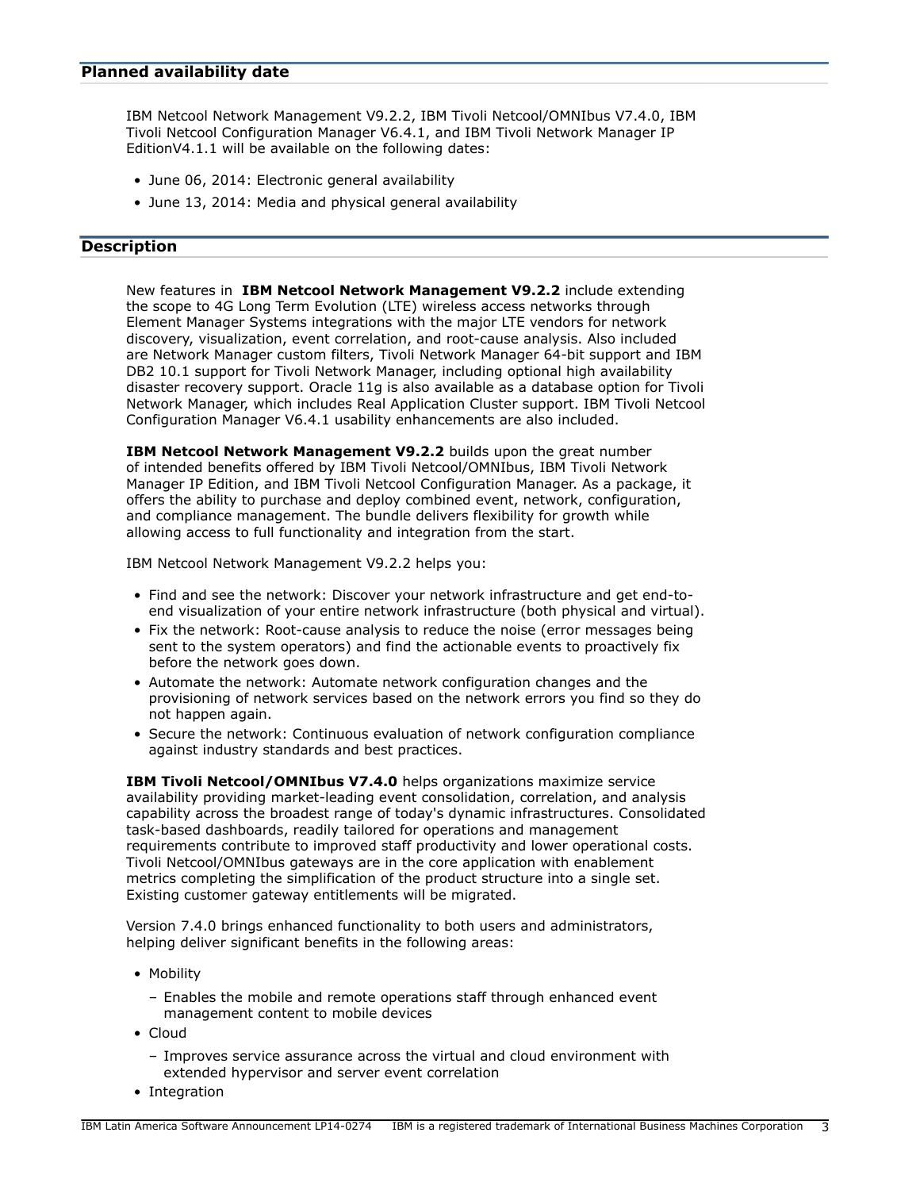## Planned availability date

IBM Netcool Network Management V9.2.2, IBM Tivoli Netcool/OMNIbus V7.4.0, IBM Tivoli Netcool Configuration Manager V6.4.1, and IBM Tivoli Network Manager IP EditionV4.1.1 will be available on the following dates:

- June 06, 2014: Electronic general availability
- June 13, 2014: Media and physical general availability

## Description

New features in **IBM Netcool Network Management V9.2.2** include extending the scope to 4G Long Term Evolution (LTE) wireless access networks through Element Manager Systems integrations with the major LTE vendors for network discovery, visualization, event correlation, and root-cause analysis. Also included are Network Manager custom filters, Tivoli Network Manager 64-bit support and IBM DB2 10.1 support for Tivoli Network Manager, including optional high availability disaster recovery support. Oracle 11g is also available as a database option for Tivoli Network Manager, which includes Real Application Cluster support. IBM Tivoli Netcool Configuration Manager V6.4.1 usability enhancements are also included.

**IBM Netcool Network Management V9.2.2** builds upon the great number of intended benefits offered by IBM Tivoli Netcool/OMNIbus, IBM Tivoli Network Manager IP Edition, and IBM Tivoli Netcool Configuration Manager. As a package, it offers the ability to purchase and deploy combined event, network, configuration, and compliance management. The bundle delivers flexibility for growth while allowing access to full functionality and integration from the start.

IBM Netcool Network Management V9.2.2 helps you:

- Find and see the network: Discover your network infrastructure and get end-to-end visualization of your entire network infrastructure (both physical and virtual).
- Fix the network: Root-cause analysis to reduce the noise (error messages being sent to the system operators) and find the actionable events to proactively fix before the network goes down.
- Automate the network: Automate network configuration changes and the provisioning of network services based on the network errors you find so they do not happen again.
- Secure the network: Continuous evaluation of network configuration compliance against industry standards and best practices.

**IBM Tivoli Netcool/OMNIbus V7.4.0** helps organizations maximize service availability providing market-leading event consolidation, correlation, and analysis capability across the broadest range of today's dynamic infrastructures. Consolidated task-based dashboards, readily tailored for operations and management requirements contribute to improved staff productivity and lower operational costs. Tivoli Netcool/OMNIbus gateways are in the core application with enablement metrics completing the simplification of the product structure into a single set. Existing customer gateway entitlements will be migrated.

Version 7.4.0 brings enhanced functionality to both users and administrators, helping deliver significant benefits in the following areas:

- Mobility
  - Enables the mobile and remote operations staff through enhanced event management content to mobile devices
- Cloud
  - Improves service assurance across the virtual and cloud environment with extended hypervisor and server event correlation
- Integration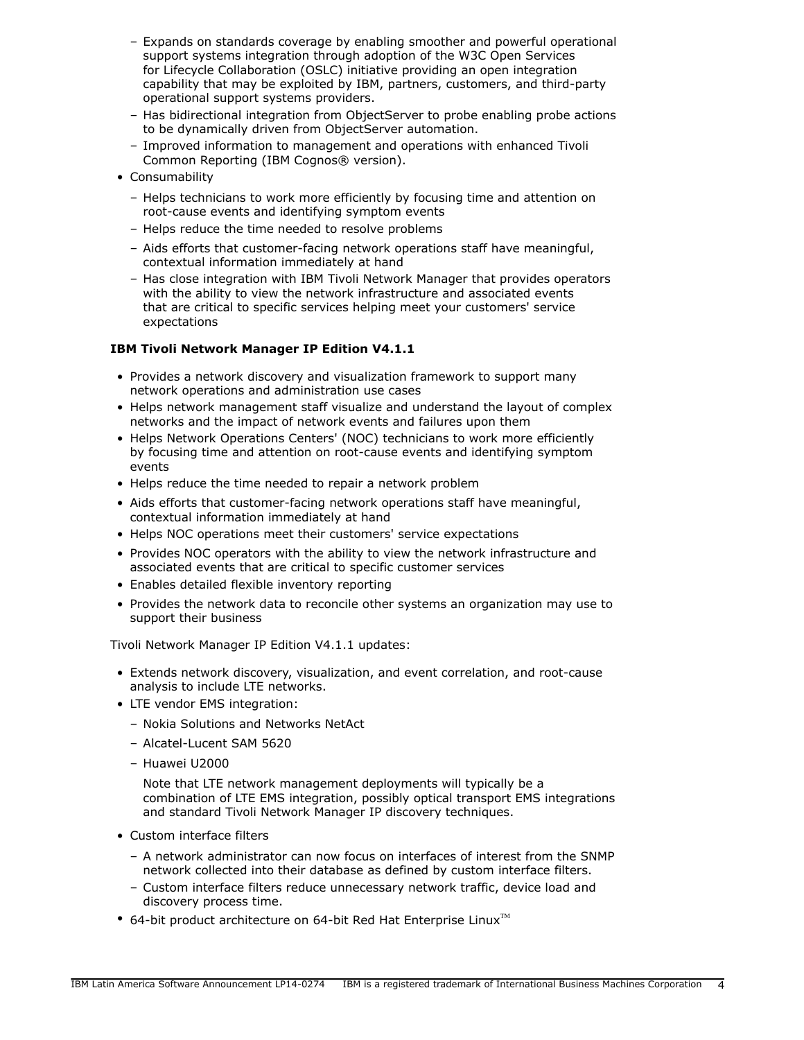- Expands on standards coverage by enabling smoother and powerful operational support systems integration through adoption of the W3C Open Services for Lifecycle Collaboration (OSLC) initiative providing an open integration capability that may be exploited by IBM, partners, customers, and third-party operational support systems providers.
  - Has bidirectional integration from ObjectServer to probe enabling probe actions to be dynamically driven from ObjectServer automation.
  - Improved information to management and operations with enhanced Tivoli Common Reporting (IBM Cognos® version).
- Consumability
  - Helps technicians to work more efficiently by focusing time and attention on root-cause events and identifying symptom events
  - Helps reduce the time needed to resolve problems
  - Aids efforts that customer-facing network operations staff have meaningful, contextual information immediately at hand
  - Has close integration with IBM Tivoli Network Manager that provides operators with the ability to view the network infrastructure and associated events that are critical to specific services helping meet your customers' service expectations

**IBM Tivoli Network Manager IP Edition V4.1.1**

- Provides a network discovery and visualization framework to support many network operations and administration use cases
- Helps network management staff visualize and understand the layout of complex networks and the impact of network events and failures upon them
- Helps Network Operations Centers' (NOC) technicians to work more efficiently by focusing time and attention on root-cause events and identifying symptom events
- Helps reduce the time needed to repair a network problem
- Aids efforts that customer-facing network operations staff have meaningful, contextual information immediately at hand
- Helps NOC operations meet their customers' service expectations
- Provides NOC operators with the ability to view the network infrastructure and associated events that are critical to specific customer services
- Enables detailed flexible inventory reporting
- Provides the network data to reconcile other systems an organization may use to support their business

Tivoli Network Manager IP Edition V4.1.1 updates:

- Extends network discovery, visualization, and event correlation, and root-cause analysis to include LTE networks.
- LTE vendor EMS integration:
  - Nokia Solutions and Networks NetAct
  - Alcatel-Lucent SAM 5620
  - Huawei U2000

  Note that LTE network management deployments will typically be a combination of LTE EMS integration, possibly optical transport EMS integrations and standard Tivoli Network Manager IP discovery techniques.
- Custom interface filters
  - A network administrator can now focus on interfaces of interest from the SNMP network collected into their database as defined by custom interface filters.
  - Custom interface filters reduce unnecessary network traffic, device load and discovery process time.
- 64-bit product architecture on 64-bit Red Hat Enterprise Linux™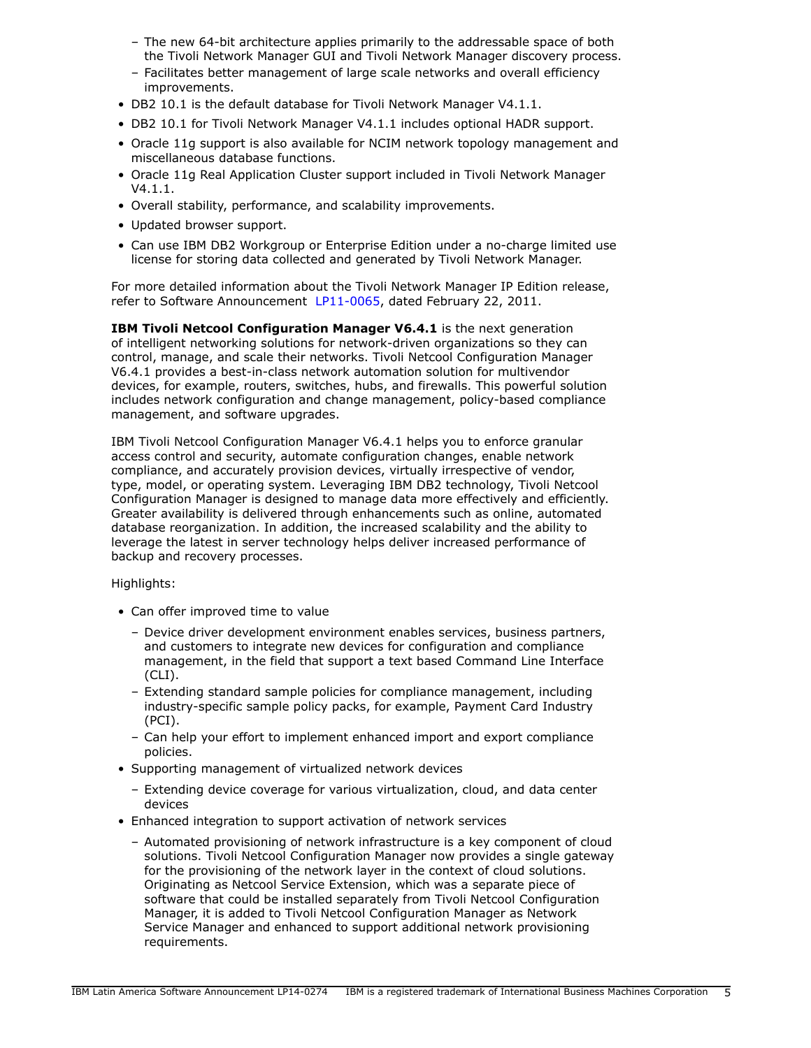- The new 64-bit architecture applies primarily to the addressable space of both the Tivoli Network Manager GUI and Tivoli Network Manager discovery process.
  - Facilitates better management of large scale networks and overall efficiency improvements.
- DB2 10.1 is the default database for Tivoli Network Manager V4.1.1.
- DB2 10.1 for Tivoli Network Manager V4.1.1 includes optional HADR support.
- Oracle 11g support is also available for NCIM network topology management and miscellaneous database functions.
- Oracle 11g Real Application Cluster support included in Tivoli Network Manager V4.1.1.
- Overall stability, performance, and scalability improvements.
- Updated browser support.
- Can use IBM DB2 Workgroup or Enterprise Edition under a no-charge limited use license for storing data collected and generated by Tivoli Network Manager.

For more detailed information about the Tivoli Network Manager IP Edition release, refer to Software Announcement LP11-0065, dated February 22, 2011.

**IBM Tivoli Netcool Configuration Manager V6.4.1** is the next generation of intelligent networking solutions for network-driven organizations so they can control, manage, and scale their networks. Tivoli Netcool Configuration Manager V6.4.1 provides a best-in-class network automation solution for multivendor devices, for example, routers, switches, hubs, and firewalls. This powerful solution includes network configuration and change management, policy-based compliance management, and software upgrades.

IBM Tivoli Netcool Configuration Manager V6.4.1 helps you to enforce granular access control and security, automate configuration changes, enable network compliance, and accurately provision devices, virtually irrespective of vendor, type, model, or operating system. Leveraging IBM DB2 technology, Tivoli Netcool Configuration Manager is designed to manage data more effectively and efficiently. Greater availability is delivered through enhancements such as online, automated database reorganization. In addition, the increased scalability and the ability to leverage the latest in server technology helps deliver increased performance of backup and recovery processes.

Highlights:

- Can offer improved time to value
  - Device driver development environment enables services, business partners, and customers to integrate new devices for configuration and compliance management, in the field that support a text based Command Line Interface (CLI).
  - Extending standard sample policies for compliance management, including industry-specific sample policy packs, for example, Payment Card Industry (PCI).
  - Can help your effort to implement enhanced import and export compliance policies.
- Supporting management of virtualized network devices
  - Extending device coverage for various virtualization, cloud, and data center devices
- Enhanced integration to support activation of network services
  - Automated provisioning of network infrastructure is a key component of cloud solutions. Tivoli Netcool Configuration Manager now provides a single gateway for the provisioning of the network layer in the context of cloud solutions. Originating as Netcool Service Extension, which was a separate piece of software that could be installed separately from Tivoli Netcool Configuration Manager, it is added to Tivoli Netcool Configuration Manager as Network Service Manager and enhanced to support additional network provisioning requirements.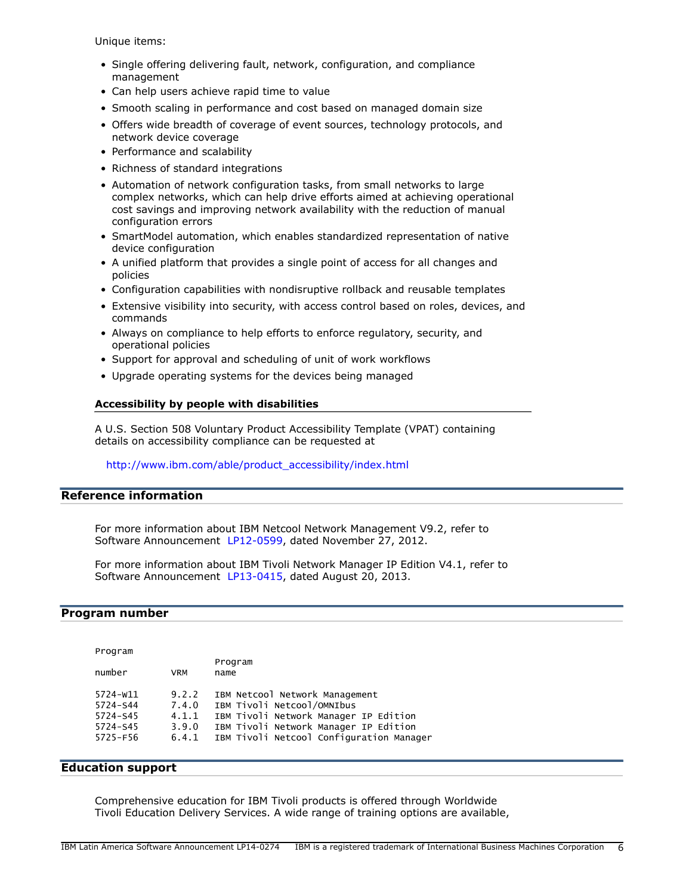Unique items:

- Single offering delivering fault, network, configuration, and compliance management
- Can help users achieve rapid time to value
- Smooth scaling in performance and cost based on managed domain size
- Offers wide breadth of coverage of event sources, technology protocols, and network device coverage
- Performance and scalability
- Richness of standard integrations
- Automation of network configuration tasks, from small networks to large complex networks, which can help drive efforts aimed at achieving operational cost savings and improving network availability with the reduction of manual configuration errors
- SmartModel automation, which enables standardized representation of native device configuration
- A unified platform that provides a single point of access for all changes and policies
- Configuration capabilities with nondisruptive rollback and reusable templates
- Extensive visibility into security, with access control based on roles, devices, and commands
- Always on compliance to help efforts to enforce regulatory, security, and operational policies
- Support for approval and scheduling of unit of work workflows
- Upgrade operating systems for the devices being managed

### Accessibility by people with disabilities

A U.S. Section 508 Voluntary Product Accessibility Template (VPAT) containing details on accessibility compliance can be requested at

http://www.ibm.com/able/product_accessibility/index.html

## Reference information

For more information about IBM Netcool Network Management V9.2, refer to Software Announcement LP12-0599, dated November 27, 2012.

For more information about IBM Tivoli Network Manager IP Edition V4.1, refer to Software Announcement LP13-0415, dated August 20, 2013.

## Program number

| Program number | VRM | Program name |
|---|---|---|
| 5724-W11 | 9.2.2 | IBM Netcool Network Management |
| 5724-S44 | 7.4.0 | IBM Tivoli Netcool/OMNIbus |
| 5724-S45 | 4.1.1 | IBM Tivoli Network Manager IP Edition |
| 5724-S45 | 3.9.0 | IBM Tivoli Network Manager IP Edition |
| 5725-F56 | 6.4.1 | IBM Tivoli Netcool Configuration Manager |

## Education support

Comprehensive education for IBM Tivoli products is offered through Worldwide Tivoli Education Delivery Services. A wide range of training options are available,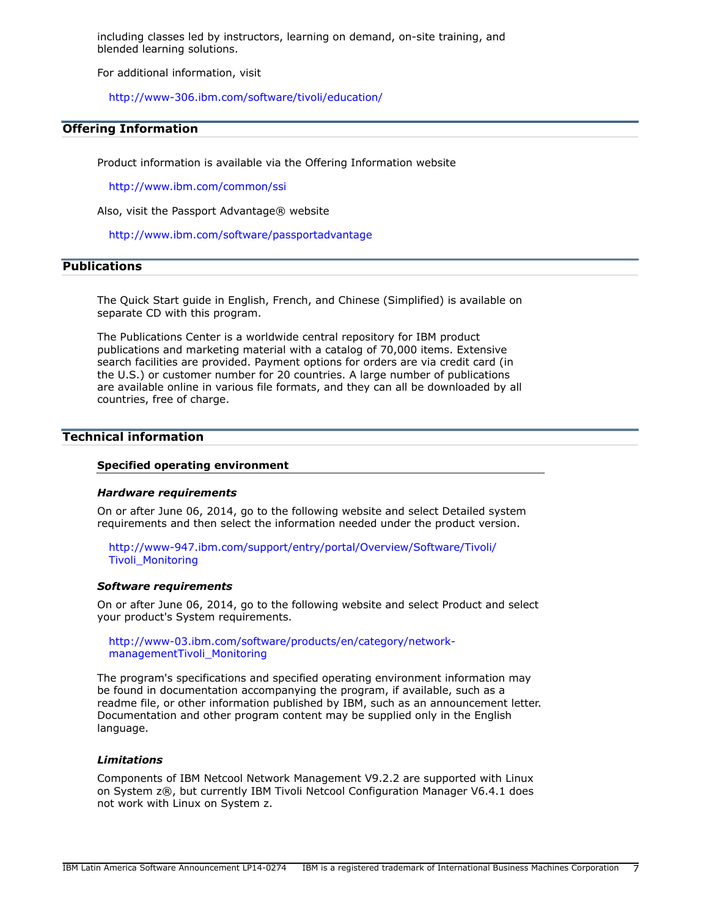including classes led by instructors, learning on demand, on-site training, and blended learning solutions.

For additional information, visit

http://www-306.ibm.com/software/tivoli/education/

## Offering Information

Product information is available via the Offering Information website

http://www.ibm.com/common/ssi

Also, visit the Passport Advantage® website

http://www.ibm.com/software/passportadvantage

## Publications

The Quick Start guide in English, French, and Chinese (Simplified) is available on separate CD with this program.

The Publications Center is a worldwide central repository for IBM product publications and marketing material with a catalog of 70,000 items. Extensive search facilities are provided. Payment options for orders are via credit card (in the U.S.) or customer number for 20 countries. A large number of publications are available online in various file formats, and they can all be downloaded by all countries, free of charge.

## Technical information

### Specified operating environment

#### *Hardware requirements*

On or after June 06, 2014, go to the following website and select Detailed system requirements and then select the information needed under the product version.

http://www-947.ibm.com/support/entry/portal/Overview/Software/Tivoli/Tivoli_Monitoring

#### *Software requirements*

On or after June 06, 2014, go to the following website and select Product and select your product's System requirements.

http://www-03.ibm.com/software/products/en/category/network-managementTivoli_Monitoring

The program's specifications and specified operating environment information may be found in documentation accompanying the program, if available, such as a readme file, or other information published by IBM, such as an announcement letter. Documentation and other program content may be supplied only in the English language.

#### *Limitations*

Components of IBM Netcool Network Management V9.2.2 are supported with Linux on System z®, but currently IBM Tivoli Netcool Configuration Manager V6.4.1 does not work with Linux on System z.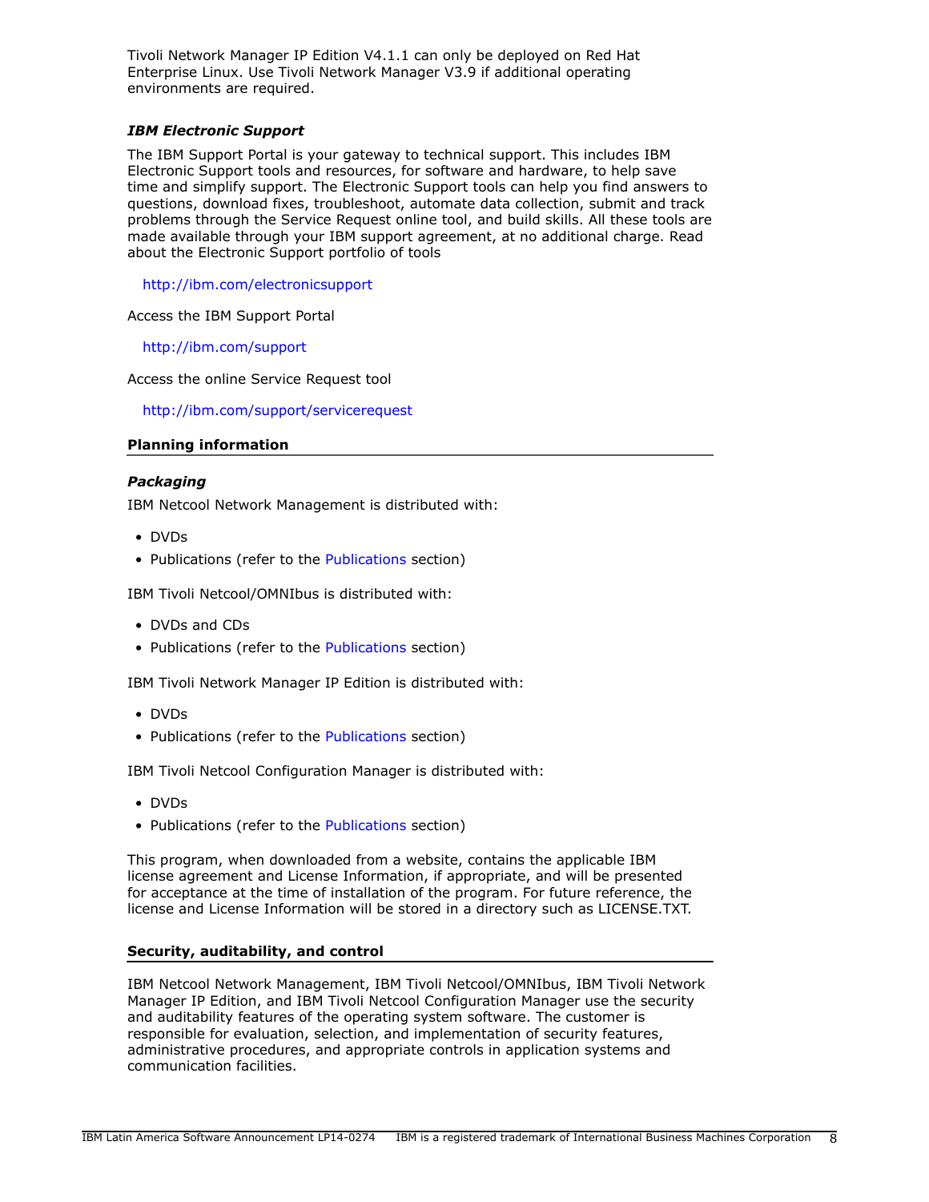Tivoli Network Manager IP Edition V4.1.1 can only be deployed on Red Hat Enterprise Linux. Use Tivoli Network Manager V3.9 if additional operating environments are required.

### *IBM Electronic Support*

The IBM Support Portal is your gateway to technical support. This includes IBM Electronic Support tools and resources, for software and hardware, to help save time and simplify support. The Electronic Support tools can help you find answers to questions, download fixes, troubleshoot, automate data collection, submit and track problems through the Service Request online tool, and build skills. All these tools are made available through your IBM support agreement, at no additional charge. Read about the Electronic Support portfolio of tools

http://ibm.com/electronicsupport

Access the IBM Support Portal

http://ibm.com/support

Access the online Service Request tool

http://ibm.com/support/servicerequest

## Planning information

### *Packaging*

IBM Netcool Network Management is distributed with:

- DVDs
- Publications (refer to the Publications section)

IBM Tivoli Netcool/OMNIbus is distributed with:

- DVDs and CDs
- Publications (refer to the Publications section)

IBM Tivoli Network Manager IP Edition is distributed with:

- DVDs
- Publications (refer to the Publications section)

IBM Tivoli Netcool Configuration Manager is distributed with:

- DVDs
- Publications (refer to the Publications section)

This program, when downloaded from a website, contains the applicable IBM license agreement and License Information, if appropriate, and will be presented for acceptance at the time of installation of the program. For future reference, the license and License Information will be stored in a directory such as LICENSE.TXT.

## Security, auditability, and control

IBM Netcool Network Management, IBM Tivoli Netcool/OMNIbus, IBM Tivoli Network Manager IP Edition, and IBM Tivoli Netcool Configuration Manager use the security and auditability features of the operating system software. The customer is responsible for evaluation, selection, and implementation of security features, administrative procedures, and appropriate controls in application systems and communication facilities.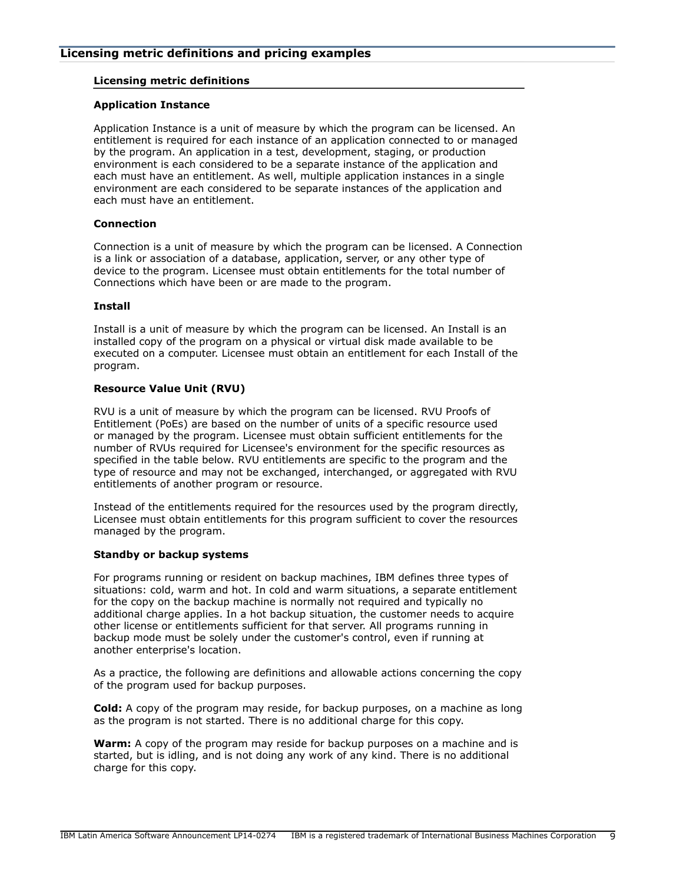## Licensing metric definitions and pricing examples

### Licensing metric definitions

**Application Instance**

Application Instance is a unit of measure by which the program can be licensed. An entitlement is required for each instance of an application connected to or managed by the program. An application in a test, development, staging, or production environment is each considered to be a separate instance of the application and each must have an entitlement. As well, multiple application instances in a single environment are each considered to be separate instances of the application and each must have an entitlement.

**Connection**

Connection is a unit of measure by which the program can be licensed. A Connection is a link or association of a database, application, server, or any other type of device to the program. Licensee must obtain entitlements for the total number of Connections which have been or are made to the program.

**Install**

Install is a unit of measure by which the program can be licensed. An Install is an installed copy of the program on a physical or virtual disk made available to be executed on a computer. Licensee must obtain an entitlement for each Install of the program.

**Resource Value Unit (RVU)**

RVU is a unit of measure by which the program can be licensed. RVU Proofs of Entitlement (PoEs) are based on the number of units of a specific resource used or managed by the program. Licensee must obtain sufficient entitlements for the number of RVUs required for Licensee's environment for the specific resources as specified in the table below. RVU entitlements are specific to the program and the type of resource and may not be exchanged, interchanged, or aggregated with RVU entitlements of another program or resource.

Instead of the entitlements required for the resources used by the program directly, Licensee must obtain entitlements for this program sufficient to cover the resources managed by the program.

**Standby or backup systems**

For programs running or resident on backup machines, IBM defines three types of situations: cold, warm and hot. In cold and warm situations, a separate entitlement for the copy on the backup machine is normally not required and typically no additional charge applies. In a hot backup situation, the customer needs to acquire other license or entitlements sufficient for that server. All programs running in backup mode must be solely under the customer's control, even if running at another enterprise's location.

As a practice, the following are definitions and allowable actions concerning the copy of the program used for backup purposes.

**Cold:** A copy of the program may reside, for backup purposes, on a machine as long as the program is not started. There is no additional charge for this copy.

**Warm:** A copy of the program may reside for backup purposes on a machine and is started, but is idling, and is not doing any work of any kind. There is no additional charge for this copy.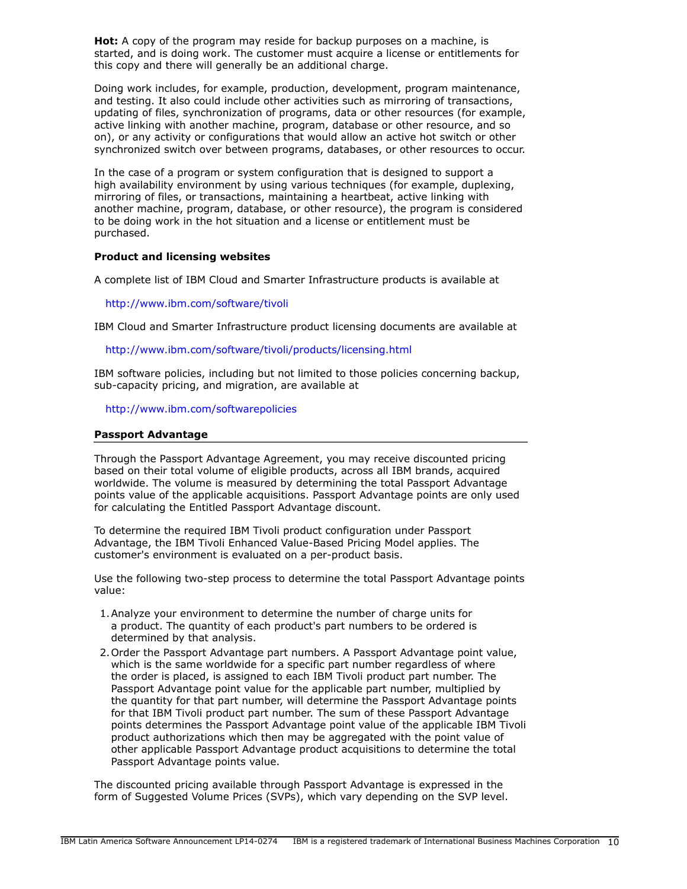**Hot:** A copy of the program may reside for backup purposes on a machine, is started, and is doing work. The customer must acquire a license or entitlements for this copy and there will generally be an additional charge.

Doing work includes, for example, production, development, program maintenance, and testing. It also could include other activities such as mirroring of transactions, updating of files, synchronization of programs, data or other resources (for example, active linking with another machine, program, database or other resource, and so on), or any activity or configurations that would allow an active hot switch or other synchronized switch over between programs, databases, or other resources to occur.

In the case of a program or system configuration that is designed to support a high availability environment by using various techniques (for example, duplexing, mirroring of files, or transactions, maintaining a heartbeat, active linking with another machine, program, database, or other resource), the program is considered to be doing work in the hot situation and a license or entitlement must be purchased.

**Product and licensing websites**

A complete list of IBM Cloud and Smarter Infrastructure products is available at

http://www.ibm.com/software/tivoli

IBM Cloud and Smarter Infrastructure product licensing documents are available at

http://www.ibm.com/software/tivoli/products/licensing.html

IBM software policies, including but not limited to those policies concerning backup, sub-capacity pricing, and migration, are available at

http://www.ibm.com/softwarepolicies

## Passport Advantage

Through the Passport Advantage Agreement, you may receive discounted pricing based on their total volume of eligible products, across all IBM brands, acquired worldwide. The volume is measured by determining the total Passport Advantage points value of the applicable acquisitions. Passport Advantage points are only used for calculating the Entitled Passport Advantage discount.

To determine the required IBM Tivoli product configuration under Passport Advantage, the IBM Tivoli Enhanced Value-Based Pricing Model applies. The customer's environment is evaluated on a per-product basis.

Use the following two-step process to determine the total Passport Advantage points value:

1. Analyze your environment to determine the number of charge units for a product. The quantity of each product's part numbers to be ordered is determined by that analysis.
2. Order the Passport Advantage part numbers. A Passport Advantage point value, which is the same worldwide for a specific part number regardless of where the order is placed, is assigned to each IBM Tivoli product part number. The Passport Advantage point value for the applicable part number, multiplied by the quantity for that part number, will determine the Passport Advantage points for that IBM Tivoli product part number. The sum of these Passport Advantage points determines the Passport Advantage point value of the applicable IBM Tivoli product authorizations which then may be aggregated with the point value of other applicable Passport Advantage product acquisitions to determine the total Passport Advantage points value.

The discounted pricing available through Passport Advantage is expressed in the form of Suggested Volume Prices (SVPs), which vary depending on the SVP level.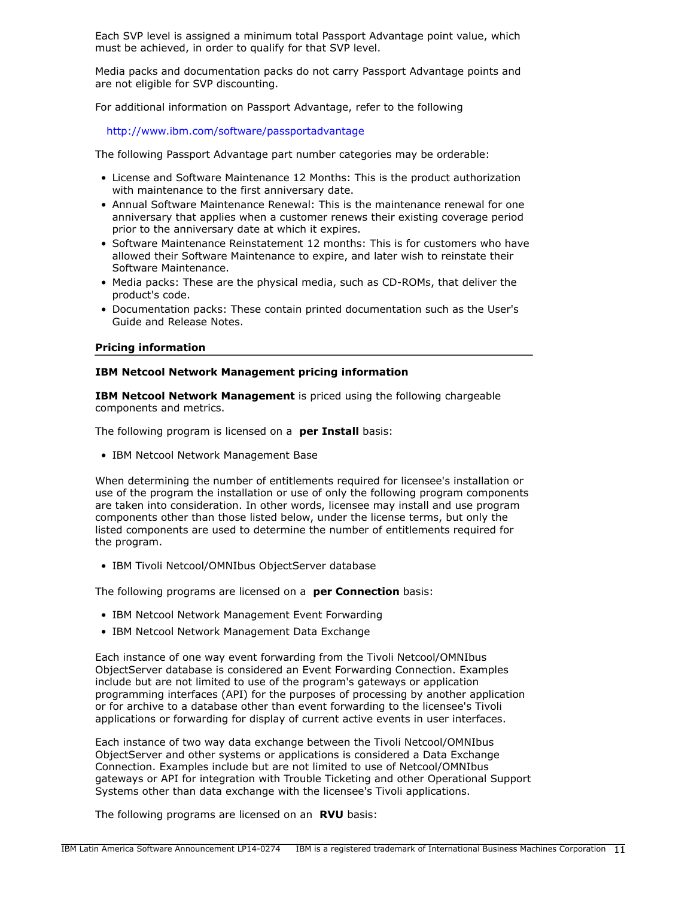Each SVP level is assigned a minimum total Passport Advantage point value, which must be achieved, in order to qualify for that SVP level.

Media packs and documentation packs do not carry Passport Advantage points and are not eligible for SVP discounting.

For additional information on Passport Advantage, refer to the following

http://www.ibm.com/software/passportadvantage

The following Passport Advantage part number categories may be orderable:

- License and Software Maintenance 12 Months: This is the product authorization with maintenance to the first anniversary date.
- Annual Software Maintenance Renewal: This is the maintenance renewal for one anniversary that applies when a customer renews their existing coverage period prior to the anniversary date at which it expires.
- Software Maintenance Reinstatement 12 months: This is for customers who have allowed their Software Maintenance to expire, and later wish to reinstate their Software Maintenance.
- Media packs: These are the physical media, such as CD-ROMs, that deliver the product's code.
- Documentation packs: These contain printed documentation such as the User's Guide and Release Notes.

## Pricing information

### IBM Netcool Network Management pricing information

**IBM Netcool Network Management** is priced using the following chargeable components and metrics.

The following program is licensed on a **per Install** basis:

- IBM Netcool Network Management Base

When determining the number of entitlements required for licensee's installation or use of the program the installation or use of only the following program components are taken into consideration. In other words, licensee may install and use program components other than those listed below, under the license terms, but only the listed components are used to determine the number of entitlements required for the program.

- IBM Tivoli Netcool/OMNIbus ObjectServer database

The following programs are licensed on a **per Connection** basis:

- IBM Netcool Network Management Event Forwarding
- IBM Netcool Network Management Data Exchange

Each instance of one way event forwarding from the Tivoli Netcool/OMNIbus ObjectServer database is considered an Event Forwarding Connection. Examples include but are not limited to use of the program's gateways or application programming interfaces (API) for the purposes of processing by another application or for archive to a database other than event forwarding to the licensee's Tivoli applications or forwarding for display of current active events in user interfaces.

Each instance of two way data exchange between the Tivoli Netcool/OMNIbus ObjectServer and other systems or applications is considered a Data Exchange Connection. Examples include but are not limited to use of Netcool/OMNIbus gateways or API for integration with Trouble Ticketing and other Operational Support Systems other than data exchange with the licensee's Tivoli applications.

The following programs are licensed on an **RVU** basis: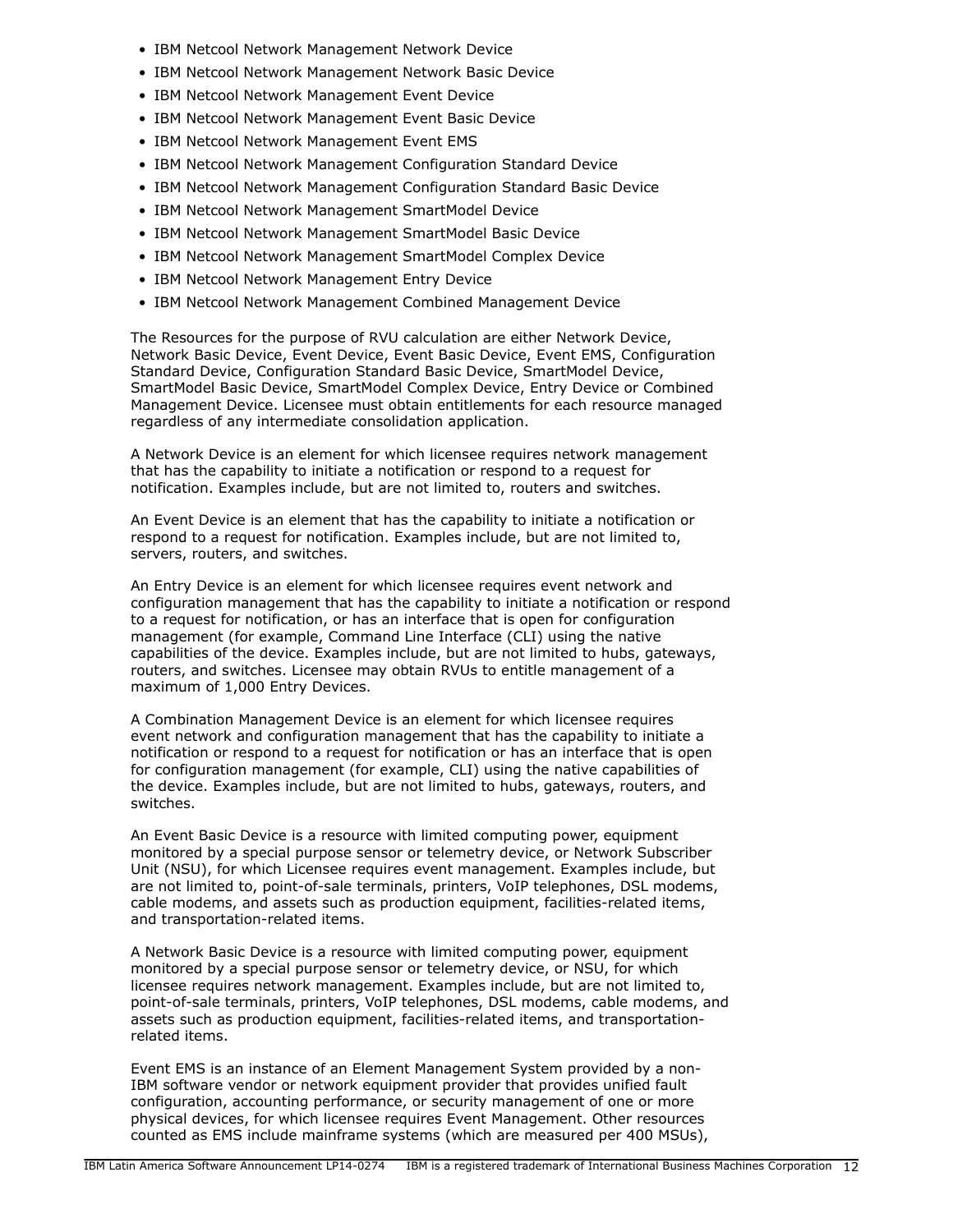- IBM Netcool Network Management Network Device
- IBM Netcool Network Management Network Basic Device
- IBM Netcool Network Management Event Device
- IBM Netcool Network Management Event Basic Device
- IBM Netcool Network Management Event EMS
- IBM Netcool Network Management Configuration Standard Device
- IBM Netcool Network Management Configuration Standard Basic Device
- IBM Netcool Network Management SmartModel Device
- IBM Netcool Network Management SmartModel Basic Device
- IBM Netcool Network Management SmartModel Complex Device
- IBM Netcool Network Management Entry Device
- IBM Netcool Network Management Combined Management Device

The Resources for the purpose of RVU calculation are either Network Device, Network Basic Device, Event Device, Event Basic Device, Event EMS, Configuration Standard Device, Configuration Standard Basic Device, SmartModel Device, SmartModel Basic Device, SmartModel Complex Device, Entry Device or Combined Management Device. Licensee must obtain entitlements for each resource managed regardless of any intermediate consolidation application.

A Network Device is an element for which licensee requires network management that has the capability to initiate a notification or respond to a request for notification. Examples include, but are not limited to, routers and switches.

An Event Device is an element that has the capability to initiate a notification or respond to a request for notification. Examples include, but are not limited to, servers, routers, and switches.

An Entry Device is an element for which licensee requires event network and configuration management that has the capability to initiate a notification or respond to a request for notification, or has an interface that is open for configuration management (for example, Command Line Interface (CLI) using the native capabilities of the device. Examples include, but are not limited to hubs, gateways, routers, and switches. Licensee may obtain RVUs to entitle management of a maximum of 1,000 Entry Devices.

A Combination Management Device is an element for which licensee requires event network and configuration management that has the capability to initiate a notification or respond to a request for notification or has an interface that is open for configuration management (for example, CLI) using the native capabilities of the device. Examples include, but are not limited to hubs, gateways, routers, and switches.

An Event Basic Device is a resource with limited computing power, equipment monitored by a special purpose sensor or telemetry device, or Network Subscriber Unit (NSU), for which Licensee requires event management. Examples include, but are not limited to, point-of-sale terminals, printers, VoIP telephones, DSL modems, cable modems, and assets such as production equipment, facilities-related items, and transportation-related items.

A Network Basic Device is a resource with limited computing power, equipment monitored by a special purpose sensor or telemetry device, or NSU, for which licensee requires network management. Examples include, but are not limited to, point-of-sale terminals, printers, VoIP telephones, DSL modems, cable modems, and assets such as production equipment, facilities-related items, and transportation-related items.

Event EMS is an instance of an Element Management System provided by a non-IBM software vendor or network equipment provider that provides unified fault configuration, accounting performance, or security management of one or more physical devices, for which licensee requires Event Management. Other resources counted as EMS include mainframe systems (which are measured per 400 MSUs),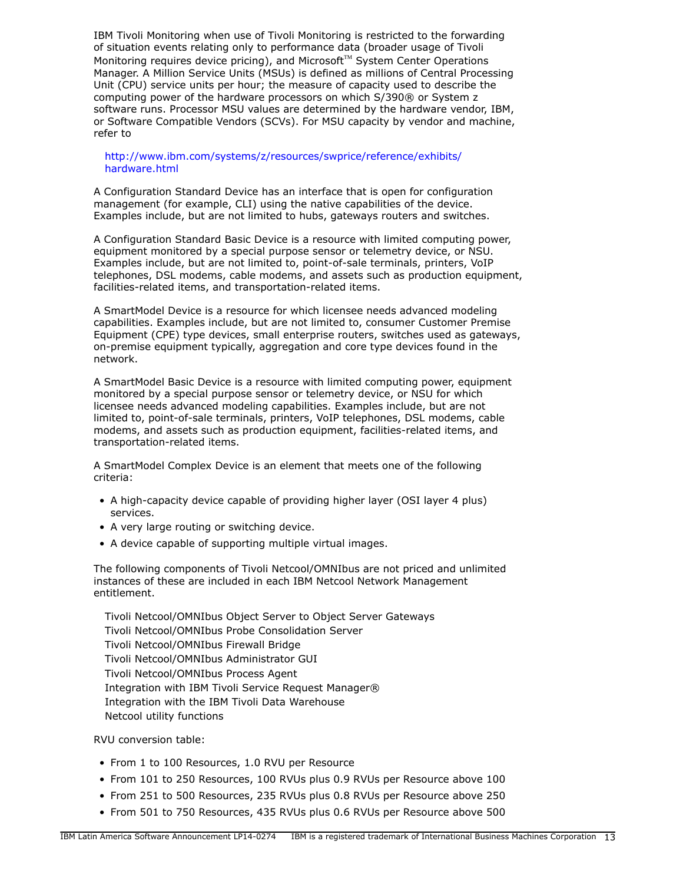IBM Tivoli Monitoring when use of Tivoli Monitoring is restricted to the forwarding of situation events relating only to performance data (broader usage of Tivoli Monitoring requires device pricing), and Microsoft™ System Center Operations Manager. A Million Service Units (MSUs) is defined as millions of Central Processing Unit (CPU) service units per hour; the measure of capacity used to describe the computing power of the hardware processors on which S/390® or System z software runs. Processor MSU values are determined by the hardware vendor, IBM, or Software Compatible Vendors (SCVs). For MSU capacity by vendor and machine, refer to

http://www.ibm.com/systems/z/resources/swprice/reference/exhibits/hardware.html

A Configuration Standard Device has an interface that is open for configuration management (for example, CLI) using the native capabilities of the device. Examples include, but are not limited to hubs, gateways routers and switches.

A Configuration Standard Basic Device is a resource with limited computing power, equipment monitored by a special purpose sensor or telemetry device, or NSU. Examples include, but are not limited to, point-of-sale terminals, printers, VoIP telephones, DSL modems, cable modems, and assets such as production equipment, facilities-related items, and transportation-related items.

A SmartModel Device is a resource for which licensee needs advanced modeling capabilities. Examples include, but are not limited to, consumer Customer Premise Equipment (CPE) type devices, small enterprise routers, switches used as gateways, on-premise equipment typically, aggregation and core type devices found in the network.

A SmartModel Basic Device is a resource with limited computing power, equipment monitored by a special purpose sensor or telemetry device, or NSU for which licensee needs advanced modeling capabilities. Examples include, but are not limited to, point-of-sale terminals, printers, VoIP telephones, DSL modems, cable modems, and assets such as production equipment, facilities-related items, and transportation-related items.

A SmartModel Complex Device is an element that meets one of the following criteria:

- A high-capacity device capable of providing higher layer (OSI layer 4 plus) services.
- A very large routing or switching device.
- A device capable of supporting multiple virtual images.

The following components of Tivoli Netcool/OMNIbus are not priced and unlimited instances of these are included in each IBM Netcool Network Management entitlement.

Tivoli Netcool/OMNIbus Object Server to Object Server Gateways
Tivoli Netcool/OMNIbus Probe Consolidation Server
Tivoli Netcool/OMNIbus Firewall Bridge
Tivoli Netcool/OMNIbus Administrator GUI
Tivoli Netcool/OMNIbus Process Agent
Integration with IBM Tivoli Service Request Manager®
Integration with the IBM Tivoli Data Warehouse
Netcool utility functions

RVU conversion table:

- From 1 to 100 Resources, 1.0 RVU per Resource
- From 101 to 250 Resources, 100 RVUs plus 0.9 RVUs per Resource above 100
- From 251 to 500 Resources, 235 RVUs plus 0.8 RVUs per Resource above 250
- From 501 to 750 Resources, 435 RVUs plus 0.6 RVUs per Resource above 500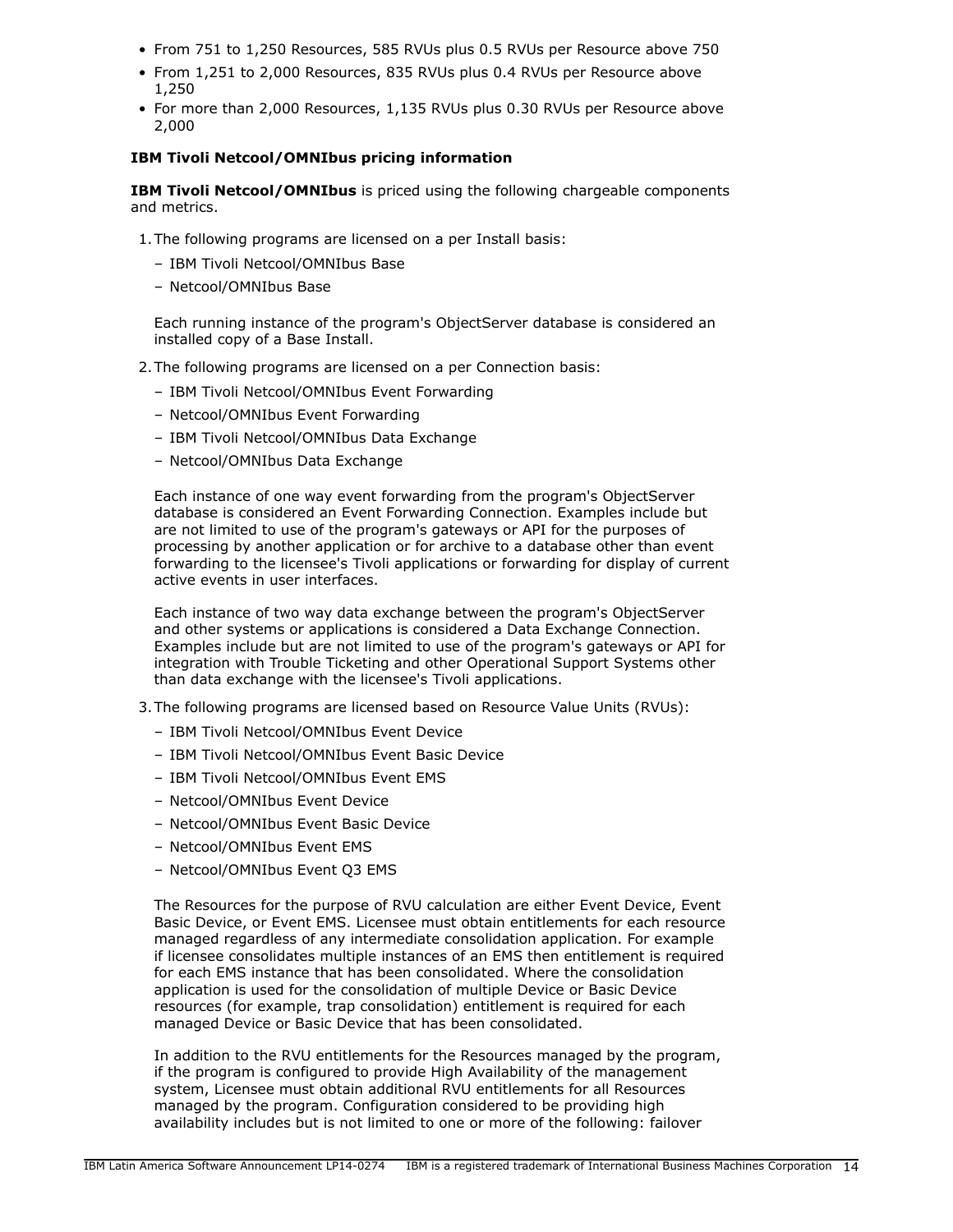- From 751 to 1,250 Resources, 585 RVUs plus 0.5 RVUs per Resource above 750
- From 1,251 to 2,000 Resources, 835 RVUs plus 0.4 RVUs per Resource above 1,250
- For more than 2,000 Resources, 1,135 RVUs plus 0.30 RVUs per Resource above 2,000

**IBM Tivoli Netcool/OMNIbus pricing information**

**IBM Tivoli Netcool/OMNIbus** is priced using the following chargeable components and metrics.

1. The following programs are licensed on a per Install basis:
   - IBM Tivoli Netcool/OMNIbus Base
   - Netcool/OMNIbus Base

   Each running instance of the program's ObjectServer database is considered an installed copy of a Base Install.

2. The following programs are licensed on a per Connection basis:
   - IBM Tivoli Netcool/OMNIbus Event Forwarding
   - Netcool/OMNIbus Event Forwarding
   - IBM Tivoli Netcool/OMNIbus Data Exchange
   - Netcool/OMNIbus Data Exchange

   Each instance of one way event forwarding from the program's ObjectServer database is considered an Event Forwarding Connection. Examples include but are not limited to use of the program's gateways or API for the purposes of processing by another application or for archive to a database other than event forwarding to the licensee's Tivoli applications or forwarding for display of current active events in user interfaces.

   Each instance of two way data exchange between the program's ObjectServer and other systems or applications is considered a Data Exchange Connection. Examples include but are not limited to use of the program's gateways or API for integration with Trouble Ticketing and other Operational Support Systems other than data exchange with the licensee's Tivoli applications.

3. The following programs are licensed based on Resource Value Units (RVUs):
   - IBM Tivoli Netcool/OMNIbus Event Device
   - IBM Tivoli Netcool/OMNIbus Event Basic Device
   - IBM Tivoli Netcool/OMNIbus Event EMS
   - Netcool/OMNIbus Event Device
   - Netcool/OMNIbus Event Basic Device
   - Netcool/OMNIbus Event EMS
   - Netcool/OMNIbus Event Q3 EMS

   The Resources for the purpose of RVU calculation are either Event Device, Event Basic Device, or Event EMS. Licensee must obtain entitlements for each resource managed regardless of any intermediate consolidation application. For example if licensee consolidates multiple instances of an EMS then entitlement is required for each EMS instance that has been consolidated. Where the consolidation application is used for the consolidation of multiple Device or Basic Device resources (for example, trap consolidation) entitlement is required for each managed Device or Basic Device that has been consolidated.

   In addition to the RVU entitlements for the Resources managed by the program, if the program is configured to provide High Availability of the management system, Licensee must obtain additional RVU entitlements for all Resources managed by the program. Configuration considered to be providing high availability includes but is not limited to one or more of the following: failover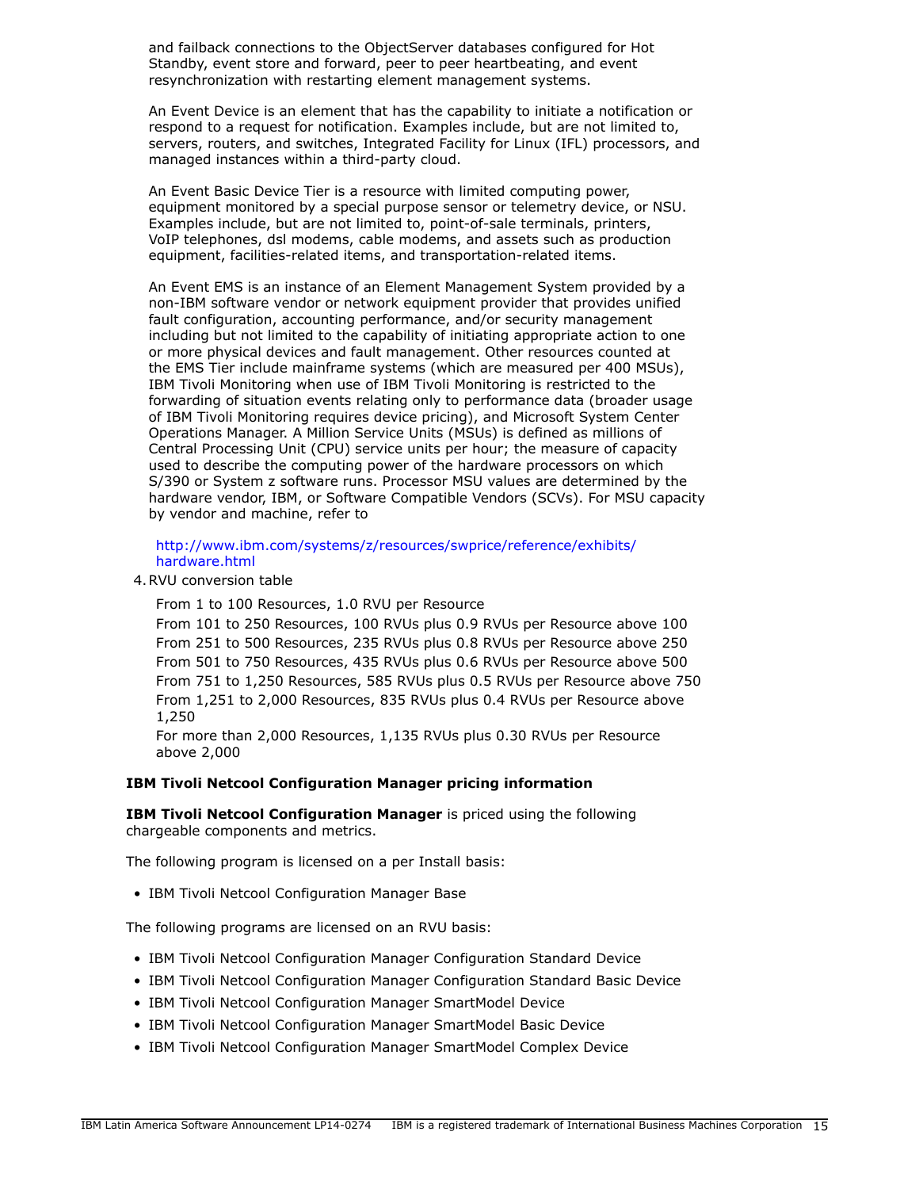and failback connections to the ObjectServer databases configured for Hot Standby, event store and forward, peer to peer heartbeating, and event resynchronization with restarting element management systems.

An Event Device is an element that has the capability to initiate a notification or respond to a request for notification. Examples include, but are not limited to, servers, routers, and switches, Integrated Facility for Linux (IFL) processors, and managed instances within a third-party cloud.

An Event Basic Device Tier is a resource with limited computing power, equipment monitored by a special purpose sensor or telemetry device, or NSU. Examples include, but are not limited to, point-of-sale terminals, printers, VoIP telephones, dsl modems, cable modems, and assets such as production equipment, facilities-related items, and transportation-related items.

An Event EMS is an instance of an Element Management System provided by a non-IBM software vendor or network equipment provider that provides unified fault configuration, accounting performance, and/or security management including but not limited to the capability of initiating appropriate action to one or more physical devices and fault management. Other resources counted at the EMS Tier include mainframe systems (which are measured per 400 MSUs), IBM Tivoli Monitoring when use of IBM Tivoli Monitoring is restricted to the forwarding of situation events relating only to performance data (broader usage of IBM Tivoli Monitoring requires device pricing), and Microsoft System Center Operations Manager. A Million Service Units (MSUs) is defined as millions of Central Processing Unit (CPU) service units per hour; the measure of capacity used to describe the computing power of the hardware processors on which S/390 or System z software runs. Processor MSU values are determined by the hardware vendor, IBM, or Software Compatible Vendors (SCVs). For MSU capacity by vendor and machine, refer to

http://www.ibm.com/systems/z/resources/swprice/reference/exhibits/hardware.html

4. RVU conversion table

   From 1 to 100 Resources, 1.0 RVU per Resource
   From 101 to 250 Resources, 100 RVUs plus 0.9 RVUs per Resource above 100
   From 251 to 500 Resources, 235 RVUs plus 0.8 RVUs per Resource above 250
   From 501 to 750 Resources, 435 RVUs plus 0.6 RVUs per Resource above 500
   From 751 to 1,250 Resources, 585 RVUs plus 0.5 RVUs per Resource above 750
   From 1,251 to 2,000 Resources, 835 RVUs plus 0.4 RVUs per Resource above 1,250
   For more than 2,000 Resources, 1,135 RVUs plus 0.30 RVUs per Resource above 2,000

**IBM Tivoli Netcool Configuration Manager pricing information**

**IBM Tivoli Netcool Configuration Manager** is priced using the following chargeable components and metrics.

The following program is licensed on a per Install basis:

- IBM Tivoli Netcool Configuration Manager Base

The following programs are licensed on an RVU basis:

- IBM Tivoli Netcool Configuration Manager Configuration Standard Device
- IBM Tivoli Netcool Configuration Manager Configuration Standard Basic Device
- IBM Tivoli Netcool Configuration Manager SmartModel Device
- IBM Tivoli Netcool Configuration Manager SmartModel Basic Device
- IBM Tivoli Netcool Configuration Manager SmartModel Complex Device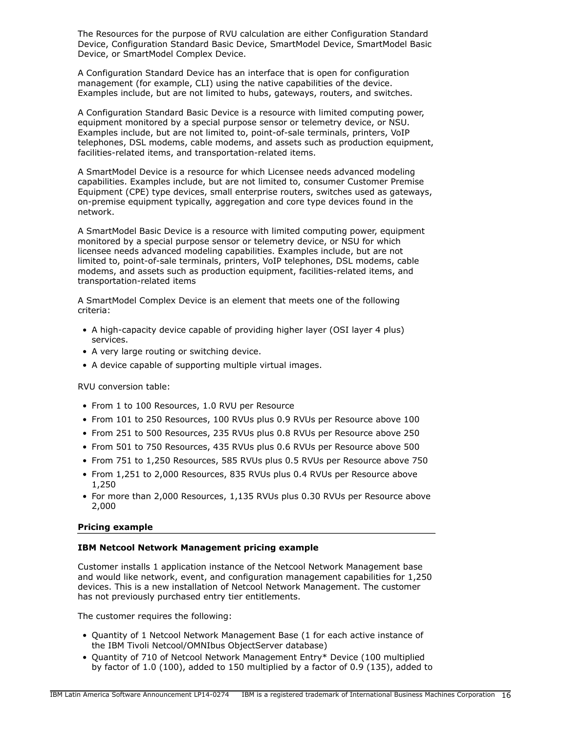The Resources for the purpose of RVU calculation are either Configuration Standard Device, Configuration Standard Basic Device, SmartModel Device, SmartModel Basic Device, or SmartModel Complex Device.

A Configuration Standard Device has an interface that is open for configuration management (for example, CLI) using the native capabilities of the device. Examples include, but are not limited to hubs, gateways, routers, and switches.

A Configuration Standard Basic Device is a resource with limited computing power, equipment monitored by a special purpose sensor or telemetry device, or NSU. Examples include, but are not limited to, point-of-sale terminals, printers, VoIP telephones, DSL modems, cable modems, and assets such as production equipment, facilities-related items, and transportation-related items.

A SmartModel Device is a resource for which Licensee needs advanced modeling capabilities. Examples include, but are not limited to, consumer Customer Premise Equipment (CPE) type devices, small enterprise routers, switches used as gateways, on-premise equipment typically, aggregation and core type devices found in the network.

A SmartModel Basic Device is a resource with limited computing power, equipment monitored by a special purpose sensor or telemetry device, or NSU for which licensee needs advanced modeling capabilities. Examples include, but are not limited to, point-of-sale terminals, printers, VoIP telephones, DSL modems, cable modems, and assets such as production equipment, facilities-related items, and transportation-related items

A SmartModel Complex Device is an element that meets one of the following criteria:

- A high-capacity device capable of providing higher layer (OSI layer 4 plus) services.
- A very large routing or switching device.
- A device capable of supporting multiple virtual images.

RVU conversion table:

- From 1 to 100 Resources, 1.0 RVU per Resource
- From 101 to 250 Resources, 100 RVUs plus 0.9 RVUs per Resource above 100
- From 251 to 500 Resources, 235 RVUs plus 0.8 RVUs per Resource above 250
- From 501 to 750 Resources, 435 RVUs plus 0.6 RVUs per Resource above 500
- From 751 to 1,250 Resources, 585 RVUs plus 0.5 RVUs per Resource above 750
- From 1,251 to 2,000 Resources, 835 RVUs plus 0.4 RVUs per Resource above 1,250
- For more than 2,000 Resources, 1,135 RVUs plus 0.30 RVUs per Resource above 2,000

## Pricing example

**IBM Netcool Network Management pricing example**

Customer installs 1 application instance of the Netcool Network Management base and would like network, event, and configuration management capabilities for 1,250 devices. This is a new installation of Netcool Network Management. The customer has not previously purchased entry tier entitlements.

The customer requires the following:

- Quantity of 1 Netcool Network Management Base (1 for each active instance of the IBM Tivoli Netcool/OMNIbus ObjectServer database)
- Quantity of 710 of Netcool Network Management Entry* Device (100 multiplied by factor of 1.0 (100), added to 150 multiplied by a factor of 0.9 (135), added to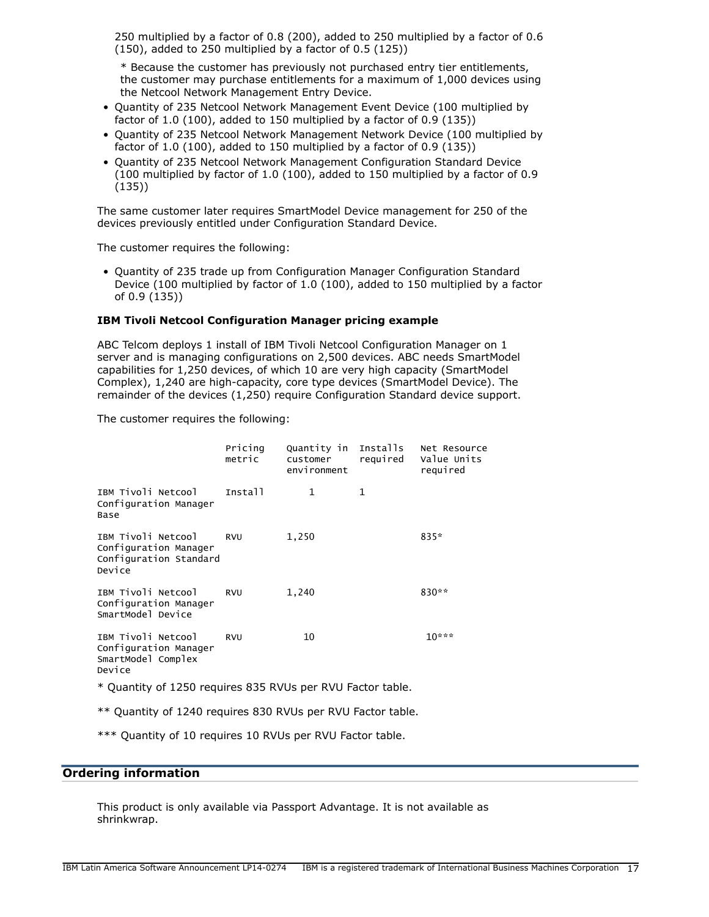250 multiplied by a factor of 0.8 (200), added to 250 multiplied by a factor of 0.6 (150), added to 250 multiplied by a factor of 0.5 (125))

* Because the customer has previously not purchased entry tier entitlements, the customer may purchase entitlements for a maximum of 1,000 devices using the Netcool Network Management Entry Device.

- Quantity of 235 Netcool Network Management Event Device (100 multiplied by factor of 1.0 (100), added to 150 multiplied by a factor of 0.9 (135))
- Quantity of 235 Netcool Network Management Network Device (100 multiplied by factor of 1.0 (100), added to 150 multiplied by a factor of 0.9 (135))
- Quantity of 235 Netcool Network Management Configuration Standard Device (100 multiplied by factor of 1.0 (100), added to 150 multiplied by a factor of 0.9 (135))

The same customer later requires SmartModel Device management for 250 of the devices previously entitled under Configuration Standard Device.

The customer requires the following:

- Quantity of 235 trade up from Configuration Manager Configuration Standard Device (100 multiplied by factor of 1.0 (100), added to 150 multiplied by a factor of 0.9 (135))

**IBM Tivoli Netcool Configuration Manager pricing example**

ABC Telcom deploys 1 install of IBM Tivoli Netcool Configuration Manager on 1 server and is managing configurations on 2,500 devices. ABC needs SmartModel capabilities for 1,250 devices, of which 10 are very high capacity (SmartModel Complex), 1,240 are high-capacity, core type devices (SmartModel Device). The remainder of the devices (1,250) require Configuration Standard device support.

The customer requires the following:

| | Pricing metric | Quantity in customer environment | Installs required | Net Resource Value Units required |
|---|---|---|---|---|
| IBM Tivoli Netcool Configuration Manager Base | Install | 1 | 1 | |
| IBM Tivoli Netcool Configuration Manager Configuration Standard Device | RVU | 1,250 | | 835* |
| IBM Tivoli Netcool Configuration Manager SmartModel Device | RVU | 1,240 | | 830** |
| IBM Tivoli Netcool Configuration Manager SmartModel Complex Device | RVU | 10 | | 10*** |

* Quantity of 1250 requires 835 RVUs per RVU Factor table.

** Quantity of 1240 requires 830 RVUs per RVU Factor table.

*** Quantity of 10 requires 10 RVUs per RVU Factor table.

## Ordering information

This product is only available via Passport Advantage. It is not available as shrinkwrap.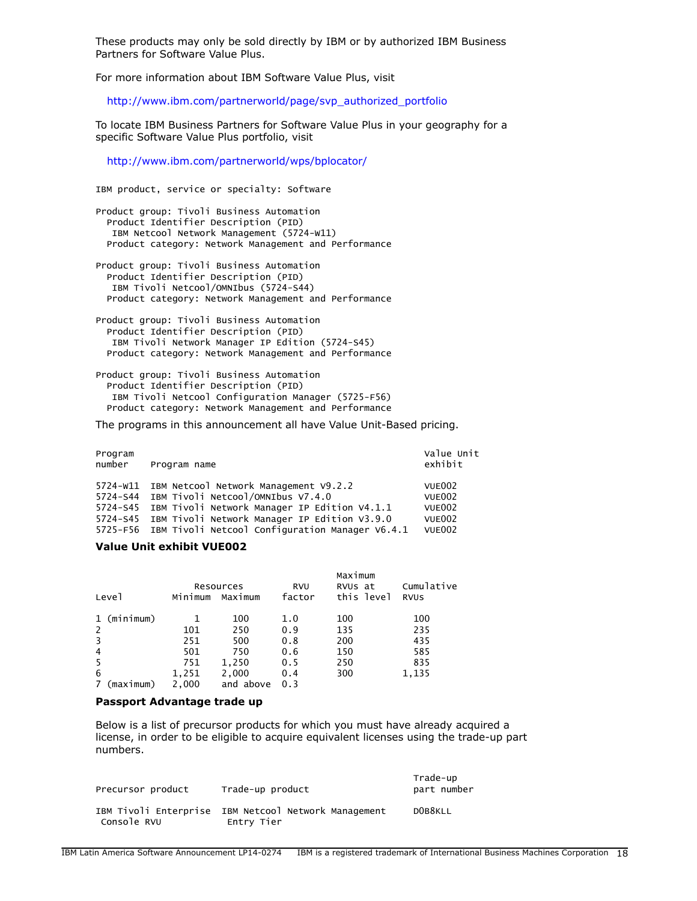These products may only be sold directly by IBM or by authorized IBM Business Partners for Software Value Plus.

For more information about IBM Software Value Plus, visit

http://www.ibm.com/partnerworld/page/svp_authorized_portfolio

To locate IBM Business Partners for Software Value Plus in your geography for a specific Software Value Plus portfolio, visit

http://www.ibm.com/partnerworld/wps/bplocator/

```
IBM product, service or specialty: Software

Product group: Tivoli Business Automation
  Product Identifier Description (PID)
   IBM Netcool Network Management (5724-W11)
  Product category: Network Management and Performance

Product group: Tivoli Business Automation
  Product Identifier Description (PID)
   IBM Tivoli Netcool/OMNIbus (5724-S44)
  Product category: Network Management and Performance

Product group: Tivoli Business Automation
  Product Identifier Description (PID)
   IBM Tivoli Network Manager IP Edition (5724-S45)
  Product category: Network Management and Performance

Product group: Tivoli Business Automation
  Product Identifier Description (PID)
   IBM Tivoli Netcool Configuration Manager (5725-F56)
  Product category: Network Management and Performance
```

The programs in this announcement all have Value Unit-Based pricing.

| Program number | Program name | Value Unit exhibit |
|---|---|---|
| 5724-W11 | IBM Netcool Network Management V9.2.2 | VUE002 |
| 5724-S44 | IBM Tivoli Netcool/OMNIbus V7.4.0 | VUE002 |
| 5724-S45 | IBM Tivoli Network Manager IP Edition V4.1.1 | VUE002 |
| 5724-S45 | IBM Tivoli Network Manager IP Edition V3.9.0 | VUE002 |
| 5725-F56 | IBM Tivoli Netcool Configuration Manager V6.4.1 | VUE002 |

**Value Unit exhibit VUE002**

| Level | Resources Minimum | Resources Maximum | RVU factor | Maximum RVUs at this level | Cumulative RVUs |
|---|---|---|---|---|---|
| 1 (minimum) | 1 | 100 | 1.0 | 100 | 100 |
| 2 | 101 | 250 | 0.9 | 135 | 235 |
| 3 | 251 | 500 | 0.8 | 200 | 435 |
| 4 | 501 | 750 | 0.6 | 150 | 585 |
| 5 | 751 | 1,250 | 0.5 | 250 | 835 |
| 6 | 1,251 | 2,000 | 0.4 | 300 | 1,135 |
| 7 (maximum) | 2,000 | and above | 0.3 | | |

**Passport Advantage trade up**

Below is a list of precursor products for which you must have already acquired a license, in order to be eligible to acquire equivalent licenses using the trade-up part numbers.

| Precursor product | Trade-up product | Trade-up part number |
|---|---|---|
| IBM Tivoli Enterprise Console RVU | IBM Netcool Network Management Entry Tier | D0B8KLL |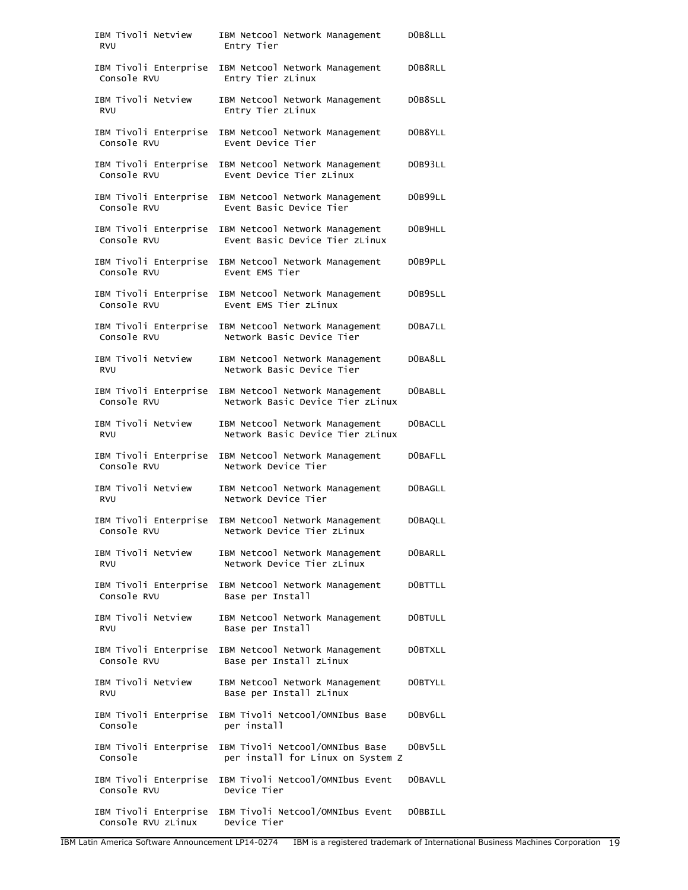| | | |
|---|---|---|
| IBM Tivoli Netview RVU | IBM Netcool Network Management Entry Tier | D0B8LLL |
| IBM Tivoli Enterprise Console RVU | IBM Netcool Network Management Entry Tier zLinux | D0B8RLL |
| IBM Tivoli Netview RVU | IBM Netcool Network Management Entry Tier zLinux | D0B8SLL |
| IBM Tivoli Enterprise Console RVU | IBM Netcool Network Management Event Device Tier | D0B8YLL |
| IBM Tivoli Enterprise Console RVU | IBM Netcool Network Management Event Device Tier zLinux | D0B93LL |
| IBM Tivoli Enterprise Console RVU | IBM Netcool Network Management Event Basic Device Tier | D0B99LL |
| IBM Tivoli Enterprise Console RVU | IBM Netcool Network Management Event Basic Device Tier zLinux | D0B9HLL |
| IBM Tivoli Enterprise Console RVU | IBM Netcool Network Management Event EMS Tier | D0B9PLL |
| IBM Tivoli Enterprise Console RVU | IBM Netcool Network Management Event EMS Tier zLinux | D0B9SLL |
| IBM Tivoli Enterprise Console RVU | IBM Netcool Network Management Network Basic Device Tier | D0BA7LL |
| IBM Tivoli Netview RVU | IBM Netcool Network Management Network Basic Device Tier | D0BA8LL |
| IBM Tivoli Enterprise Console RVU | IBM Netcool Network Management Network Basic Device Tier zLinux | D0BABLL |
| IBM Tivoli Netview RVU | IBM Netcool Network Management Network Basic Device Tier zLinux | D0BACLL |
| IBM Tivoli Enterprise Console RVU | IBM Netcool Network Management Network Device Tier | D0BAFLL |
| IBM Tivoli Netview RVU | IBM Netcool Network Management Network Device Tier | D0BAGLL |
| IBM Tivoli Enterprise Console RVU | IBM Netcool Network Management Network Device Tier zLinux | D0BAQLL |
| IBM Tivoli Netview RVU | IBM Netcool Network Management Network Device Tier zLinux | D0BARLL |
| IBM Tivoli Enterprise Console RVU | IBM Netcool Network Management Base per Install | D0BTTLL |
| IBM Tivoli Netview RVU | IBM Netcool Network Management Base per Install | D0BTULL |
| IBM Tivoli Enterprise Console RVU | IBM Netcool Network Management Base per Install zLinux | D0BTXLL |
| IBM Tivoli Netview RVU | IBM Netcool Network Management Base per Install zLinux | D0BTYLL |
| IBM Tivoli Enterprise Console | IBM Tivoli Netcool/OMNIbus Base per install | D0BV6LL |
| IBM Tivoli Enterprise Console | IBM Tivoli Netcool/OMNIbus Base per install for Linux on System z | D0BV5LL |
| IBM Tivoli Enterprise Console RVU | IBM Tivoli Netcool/OMNIbus Event Device Tier | D0BAVLL |
| IBM Tivoli Enterprise Console RVU zLinux | IBM Tivoli Netcool/OMNIbus Event Device Tier | D0BBILL |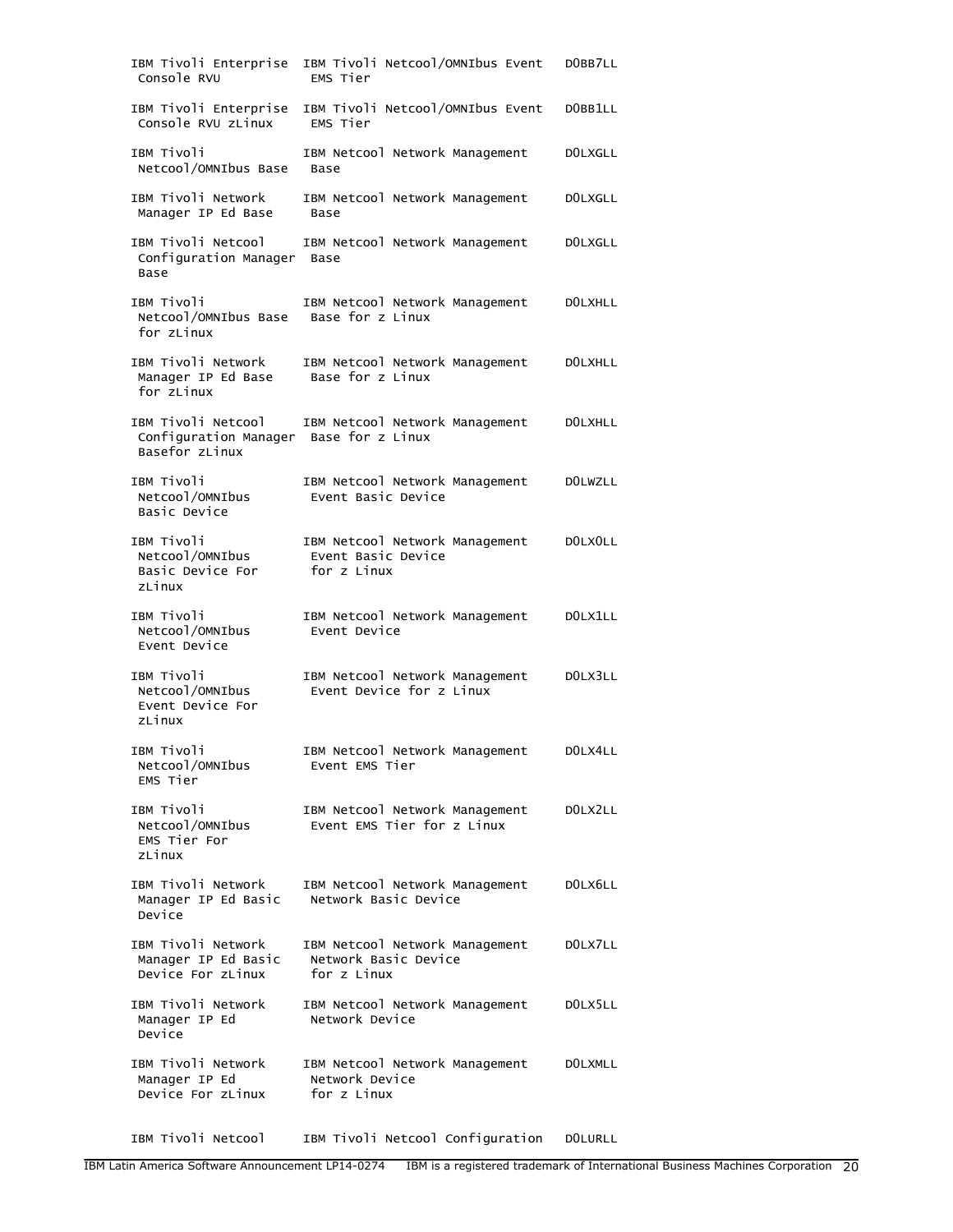| | | |
|---|---|---|
| IBM Tivoli Enterprise Console RVU | IBM Tivoli Netcool/OMNIbus Event EMS Tier | D0BB7LL |
| IBM Tivoli Enterprise Console RVU zLinux | IBM Tivoli Netcool/OMNIbus Event EMS Tier | D0BB1LL |
| IBM Tivoli Netcool/OMNIbus Base | IBM Netcool Network Management Base | D0LXGLL |
| IBM Tivoli Network Manager IP Ed Base | IBM Netcool Network Management Base | D0LXGLL |
| IBM Tivoli Netcool Configuration Manager Base | IBM Netcool Network Management Base | D0LXGLL |
| IBM Tivoli Netcool/OMNIbus Base for zLinux | IBM Netcool Network Management Base for z Linux | D0LXHLL |
| IBM Tivoli Network Manager IP Ed Base for zLinux | IBM Netcool Network Management Base for z Linux | D0LXHLL |
| IBM Tivoli Netcool Configuration Manager Basefor zLinux | IBM Netcool Network Management Base for z Linux | D0LXHLL |
| IBM Tivoli Netcool/OMNIbus Basic Device | IBM Netcool Network Management Event Basic Device | D0LWZLL |
| IBM Tivoli Netcool/OMNIbus Basic Device For zLinux | IBM Netcool Network Management Event Basic Device for z Linux | D0LX0LL |
| IBM Tivoli Netcool/OMNIbus Event Device | IBM Netcool Network Management Event Device | D0LX1LL |
| IBM Tivoli Netcool/OMNIbus Event Device For zLinux | IBM Netcool Network Management Event Device for z Linux | D0LX3LL |
| IBM Tivoli Netcool/OMNIbus EMS Tier | IBM Netcool Network Management Event EMS Tier | D0LX4LL |
| IBM Tivoli Netcool/OMNIbus EMS Tier For zLinux | IBM Netcool Network Management Event EMS Tier for z Linux | D0LX2LL |
| IBM Tivoli Network Manager IP Ed Basic Device | IBM Netcool Network Management Network Basic Device | D0LX6LL |
| IBM Tivoli Network Manager IP Ed Basic Device For zLinux | IBM Netcool Network Management Network Basic Device for z Linux | D0LX7LL |
| IBM Tivoli Network Manager IP Ed Device | IBM Netcool Network Management Network Device | D0LX5LL |
| IBM Tivoli Network Manager IP Ed Device For zLinux | IBM Netcool Network Management Network Device for z Linux | D0LXMLL |
| IBM Tivoli Netcool | IBM Tivoli Netcool Configuration | D0LURLL |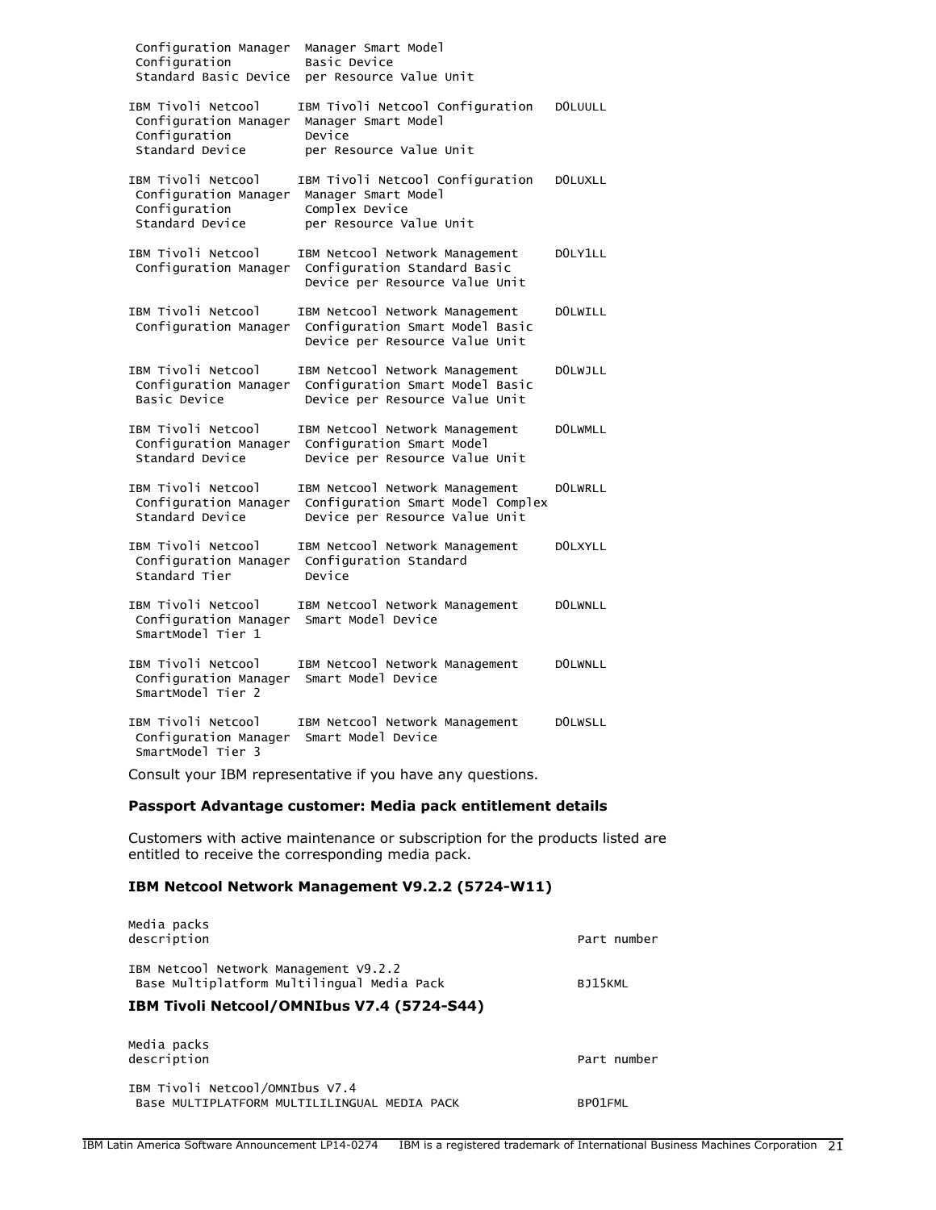| | | |
|---|---|---|
| Configuration Manager Configuration Standard Basic Device | Manager Smart Model Basic Device per Resource Value Unit | |
| IBM Tivoli Netcool Configuration Manager Configuration Standard Device | IBM Tivoli Netcool Configuration Manager Smart Model Device per Resource Value Unit | D0LUULL |
| IBM Tivoli Netcool Configuration Manager Configuration Standard Device | IBM Tivoli Netcool Configuration Manager Smart Model Complex Device per Resource Value Unit | D0LUXLL |
| IBM Tivoli Netcool Configuration Manager | IBM Netcool Network Management Configuration Standard Basic Device per Resource Value Unit | D0LY1LL |
| IBM Tivoli Netcool Configuration Manager | IBM Netcool Network Management Configuration Smart Model Basic Device per Resource Value Unit | D0LWILL |
| IBM Tivoli Netcool Configuration Manager Basic Device | IBM Netcool Network Management Configuration Smart Model Basic Device per Resource Value Unit | D0LWJLL |
| IBM Tivoli Netcool Configuration Manager Standard Device | IBM Netcool Network Management Configuration Smart Model Device per Resource Value Unit | D0LWMLL |
| IBM Tivoli Netcool Configuration Manager Standard Device | IBM Netcool Network Management Configuration Smart Model Complex Device per Resource Value Unit | D0LWRLL |
| IBM Tivoli Netcool Configuration Manager Standard Tier | IBM Netcool Network Management Configuration Standard Device | D0LXYLL |
| IBM Tivoli Netcool Configuration Manager SmartModel Tier 1 | IBM Netcool Network Management Smart Model Device | D0LWNLL |
| IBM Tivoli Netcool Configuration Manager SmartModel Tier 2 | IBM Netcool Network Management Smart Model Device | D0LWNLL |
| IBM Tivoli Netcool Configuration Manager SmartModel Tier 3 | IBM Netcool Network Management Smart Model Device | D0LWSLL |

Consult your IBM representative if you have any questions.

**Passport Advantage customer: Media pack entitlement details**

Customers with active maintenance or subscription for the products listed are entitled to receive the corresponding media pack.

**IBM Netcool Network Management V9.2.2 (5724-W11)**

| Media packs description | Part number |
|---|---|
| IBM Netcool Network Management V9.2.2 Base Multiplatform Multilingual Media Pack | BJ15KML |

**IBM Tivoli Netcool/OMNIbus V7.4 (5724-S44)**

| Media packs description | Part number |
|---|---|
| IBM Tivoli Netcool/OMNIbus V7.4 Base MULTIPLATFORM MULTILILINGUAL MEDIA PACK | BP01FML |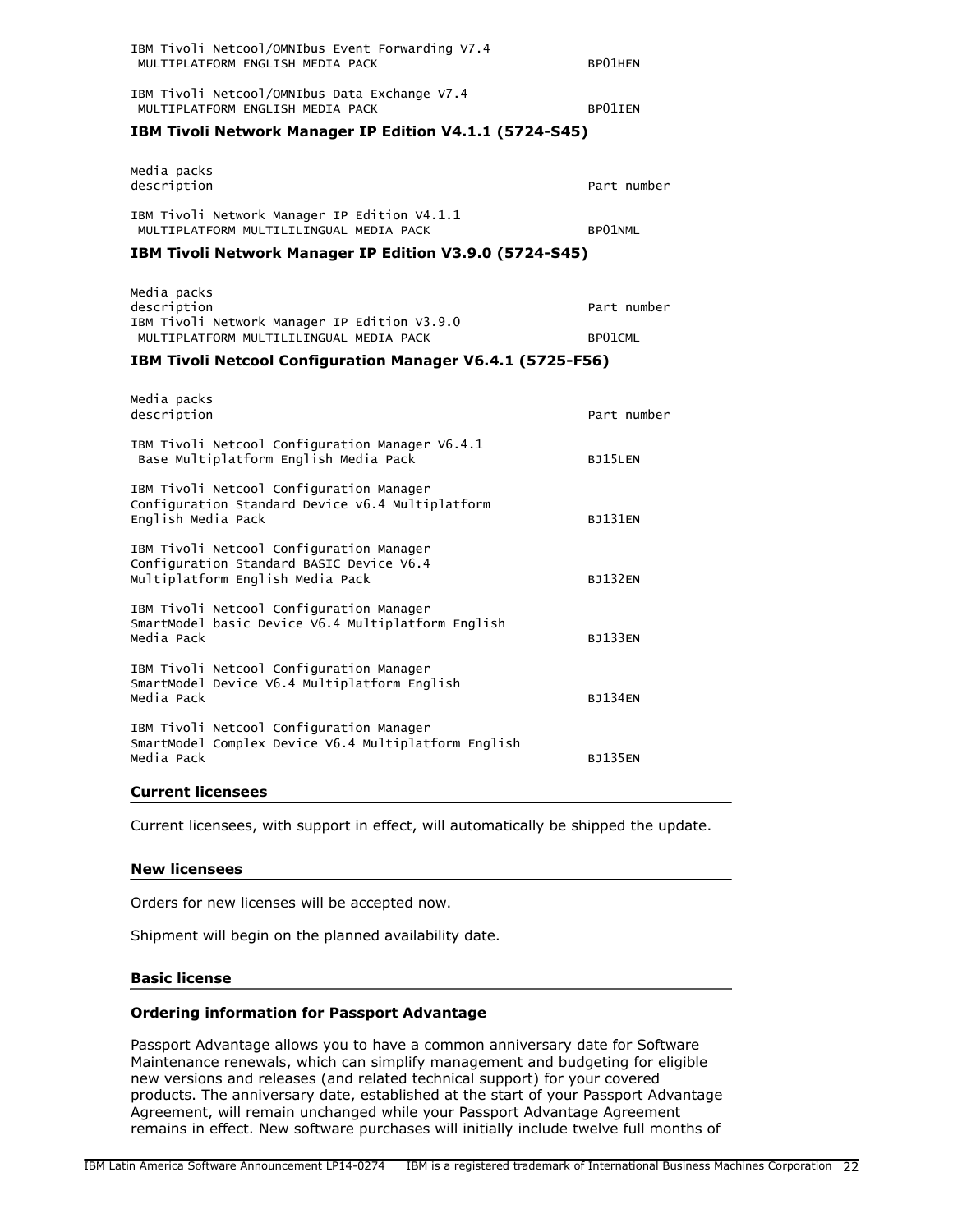| | |
|---|---|
| IBM Tivoli Netcool/OMNIbus Event Forwarding V7.4 MULTIPLATFORM ENGLISH MEDIA PACK | BP01HEN |
| IBM Tivoli Netcool/OMNIbus Data Exchange V7.4 MULTIPLATFORM ENGLISH MEDIA PACK | BP01IEN |

**IBM Tivoli Network Manager IP Edition V4.1.1 (5724-S45)**

| Media packs description | Part number |
|---|---|
| IBM Tivoli Network Manager IP Edition V4.1.1 MULTIPLATFORM MULTILILINGUAL MEDIA PACK | BP01NML |

**IBM Tivoli Network Manager IP Edition V3.9.0 (5724-S45)**

| Media packs description | Part number |
|---|---|
| IBM Tivoli Network Manager IP Edition V3.9.0 MULTIPLATFORM MULTILILINGUAL MEDIA PACK | BP01CML |

**IBM Tivoli Netcool Configuration Manager V6.4.1 (5725-F56)**

| Media packs description | Part number |
|---|---|
| IBM Tivoli Netcool Configuration Manager V6.4.1 Base Multiplatform English Media Pack | BJ15LEN |
| IBM Tivoli Netcool Configuration Manager Configuration Standard Device v6.4 Multiplatform English Media Pack | BJ131EN |
| IBM Tivoli Netcool Configuration Manager Configuration Standard BASIC Device V6.4 Multiplatform English Media Pack | BJ132EN |
| IBM Tivoli Netcool Configuration Manager SmartModel basic Device V6.4 Multiplatform English Media Pack | BJ133EN |
| IBM Tivoli Netcool Configuration Manager SmartModel Device V6.4 Multiplatform English Media Pack | BJ134EN |
| IBM Tivoli Netcool Configuration Manager SmartModel Complex Device V6.4 Multiplatform English Media Pack | BJ135EN |

## Current licensees

Current licensees, with support in effect, will automatically be shipped the update.

## New licensees

Orders for new licenses will be accepted now.

Shipment will begin on the planned availability date.

## Basic license

### Ordering information for Passport Advantage

Passport Advantage allows you to have a common anniversary date for Software Maintenance renewals, which can simplify management and budgeting for eligible new versions and releases (and related technical support) for your covered products. The anniversary date, established at the start of your Passport Advantage Agreement, will remain unchanged while your Passport Advantage Agreement remains in effect. New software purchases will initially include twelve full months of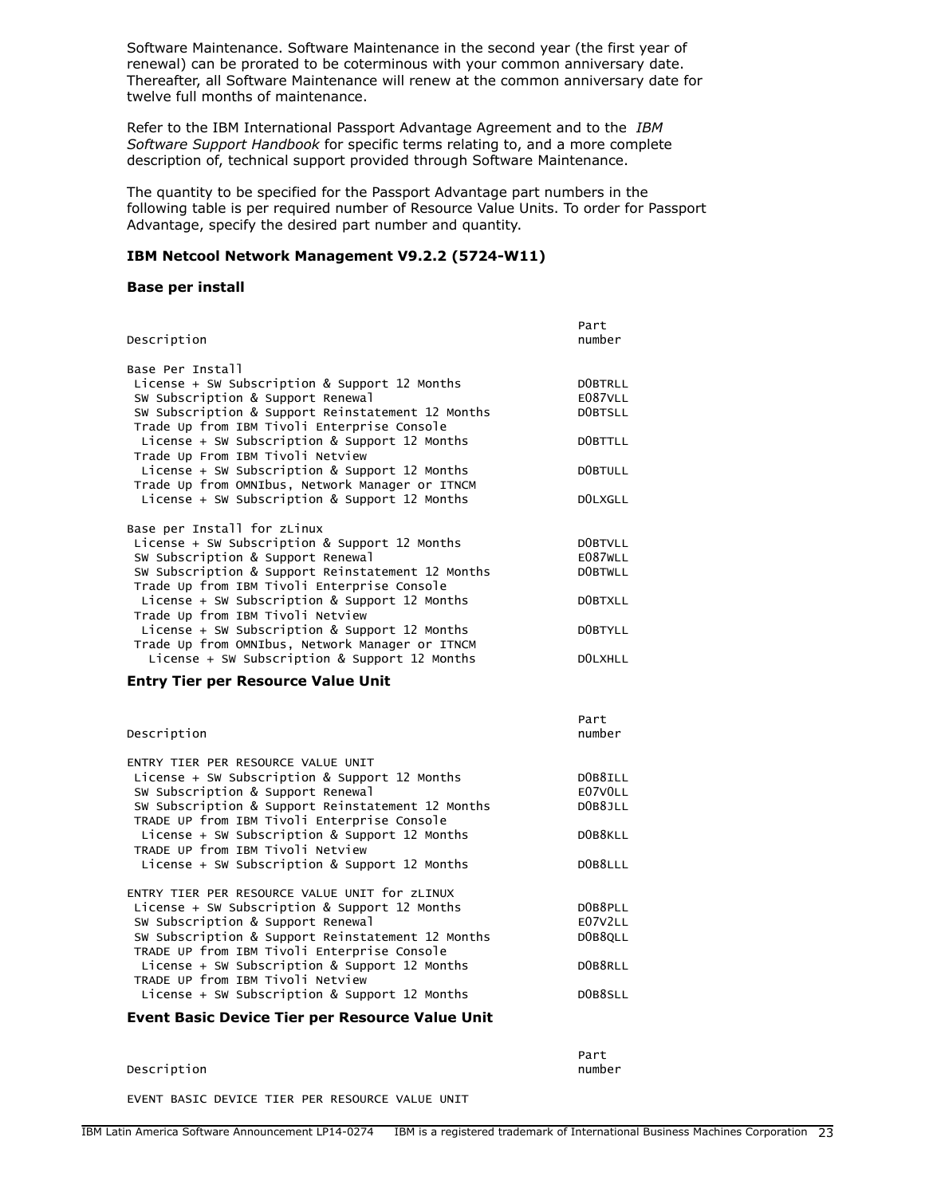Software Maintenance. Software Maintenance in the second year (the first year of renewal) can be prorated to be coterminous with your common anniversary date. Thereafter, all Software Maintenance will renew at the common anniversary date for twelve full months of maintenance.

Refer to the IBM International Passport Advantage Agreement and to the *IBM Software Support Handbook* for specific terms relating to, and a more complete description of, technical support provided through Software Maintenance.

The quantity to be specified for the Passport Advantage part numbers in the following table is per required number of Resource Value Units. To order for Passport Advantage, specify the desired part number and quantity.

**IBM Netcool Network Management V9.2.2 (5724-W11)**

**Base per install**

```
                                                          Part
Description                                               number

Base Per Install
 License + SW Subscription & Support 12 Months            D0BTRLL
 SW Subscription & Support Renewal                        E087VLL
 SW Subscription & Support Reinstatement 12 Months        D0BTSLL
 Trade Up from IBM Tivoli Enterprise Console
  License + SW Subscription & Support 12 Months           D0BTTLL
 Trade Up From IBM Tivoli Netview
  License + SW Subscription & Support 12 Months           D0BTULL
 Trade Up from OMNIbus, Network Manager or ITNCM
  License + SW Subscription & Support 12 Months           D0LXGLL

Base per Install for zLinux
 License + SW Subscription & Support 12 Months            D0BTVLL
 SW Subscription & Support Renewal                        E087WLL
 SW Subscription & Support Reinstatement 12 Months        D0BTWLL
 Trade Up from IBM Tivoli Enterprise Console
  License + SW Subscription & Support 12 Months           D0BTXLL
 Trade Up from IBM Tivoli Netview
  License + SW Subscription & Support 12 Months           D0BTYLL
 Trade Up from OMNIbus, Network Manager or ITNCM
   License + SW Subscription & Support 12 Months          D0LXHLL
```

**Entry Tier per Resource Value Unit**

```
                                                          Part
Description                                               number

ENTRY TIER PER RESOURCE VALUE UNIT
 License + SW Subscription & Support 12 Months            D0B8ILL
 SW Subscription & Support Renewal                        E07V0LL
 SW Subscription & Support Reinstatement 12 Months        D0B8JLL
 TRADE UP from IBM Tivoli Enterprise Console
  License + SW Subscription & Support 12 Months           D0B8KLL
 TRADE UP from IBM Tivoli Netview
  License + SW Subscription & Support 12 Months           D0B8LLL

ENTRY TIER PER RESOURCE VALUE UNIT for zLINUX
 License + SW Subscription & Support 12 Months            D0B8PLL
 SW Subscription & Support Renewal                        E07V2LL
 SW Subscription & Support Reinstatement 12 Months        D0B8QLL
 TRADE UP from IBM Tivoli Enterprise Console
  License + SW Subscription & Support 12 Months           D0B8RLL
 TRADE UP from IBM Tivoli Netview
  License + SW Subscription & Support 12 Months           D0B8SLL
```

**Event Basic Device Tier per Resource Value Unit**

```
                                                          Part
Description                                               number

EVENT BASIC DEVICE TIER PER RESOURCE VALUE UNIT
```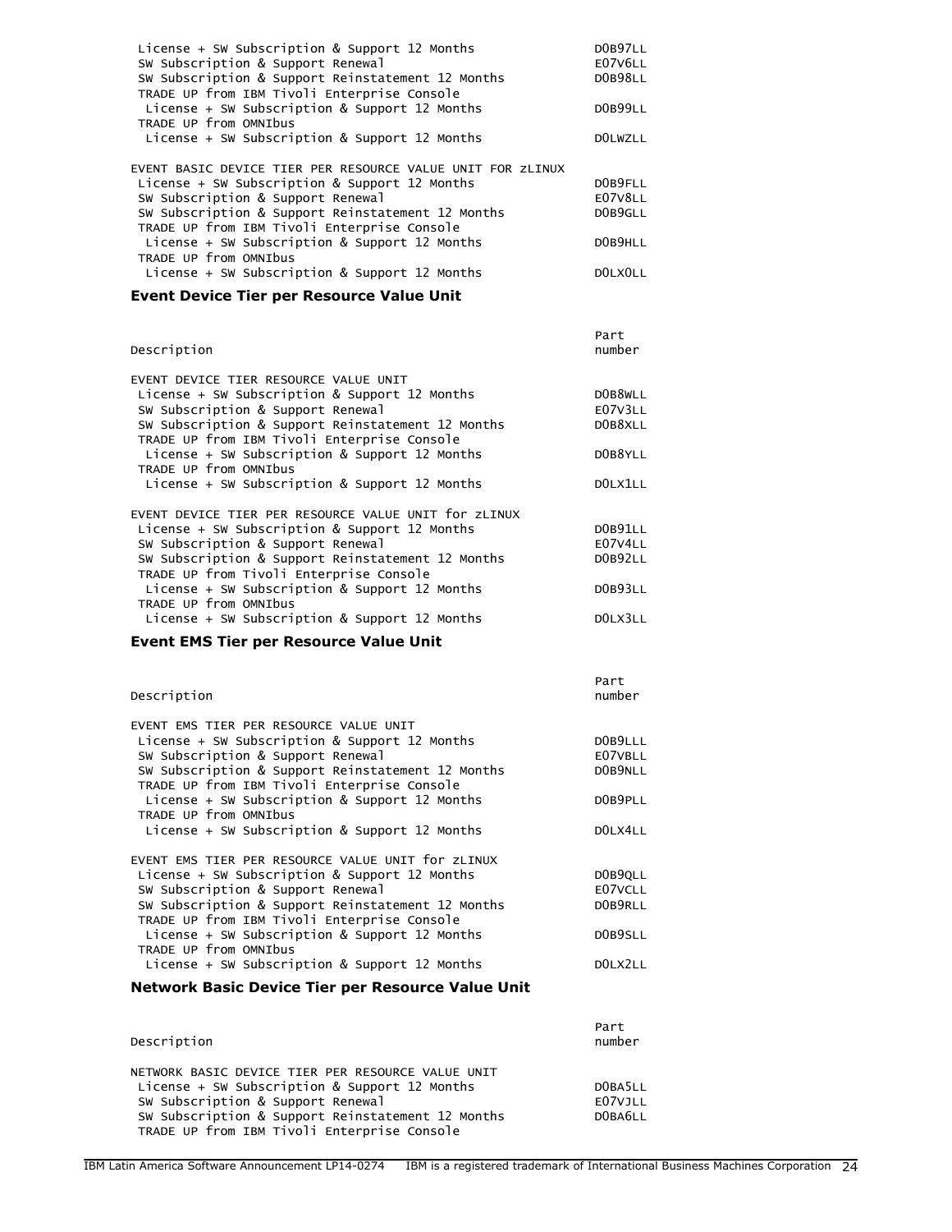| | |
|---|---|
| License + SW Subscription & Support 12 Months | D0B97LL |
| SW Subscription & Support Renewal | E07V6LL |
| SW Subscription & Support Reinstatement 12 Months | D0B98LL |
| TRADE UP from IBM Tivoli Enterprise Console | |
| License + SW Subscription & Support 12 Months | D0B99LL |
| TRADE UP from OMNIbus | |
| License + SW Subscription & Support 12 Months | D0LWZLL |
| | |
| EVENT BASIC DEVICE TIER PER RESOURCE VALUE UNIT FOR zLINUX | |
| License + SW Subscription & Support 12 Months | D0B9FLL |
| SW Subscription & Support Renewal | E07V8LL |
| SW Subscription & Support Reinstatement 12 Months | D0B9GLL |
| TRADE UP from IBM Tivoli Enterprise Console | |
| License + SW Subscription & Support 12 Months | D0B9HLL |
| TRADE UP from OMNIbus | |
| License + SW Subscription & Support 12 Months | D0LX0LL |

### Event Device Tier per Resource Value Unit

| Description | Part number |
|---|---|
| EVENT DEVICE TIER RESOURCE VALUE UNIT | |
| License + SW Subscription & Support 12 Months | D0B8WLL |
| SW Subscription & Support Renewal | E07V3LL |
| SW Subscription & Support Reinstatement 12 Months | D0B8XLL |
| TRADE UP from IBM Tivoli Enterprise Console | |
| License + SW Subscription & Support 12 Months | D0B8YLL |
| TRADE UP from OMNIbus | |
| License + SW Subscription & Support 12 Months | D0LX1LL |
| | |
| EVENT DEVICE TIER PER RESOURCE VALUE UNIT for zLINUX | |
| License + SW Subscription & Support 12 Months | D0B91LL |
| SW Subscription & Support Renewal | E07V4LL |
| SW Subscription & Support Reinstatement 12 Months | D0B92LL |
| TRADE UP from Tivoli Enterprise Console | |
| License + SW Subscription & Support 12 Months | D0B93LL |
| TRADE UP from OMNIbus | |
| License + SW Subscription & Support 12 Months | D0LX3LL |

### Event EMS Tier per Resource Value Unit

| Description | Part number |
|---|---|
| EVENT EMS TIER PER RESOURCE VALUE UNIT | |
| License + SW Subscription & Support 12 Months | D0B9LLL |
| SW Subscription & Support Renewal | E07VBLL |
| SW Subscription & Support Reinstatement 12 Months | D0B9NLL |
| TRADE UP from IBM Tivoli Enterprise Console | |
| License + SW Subscription & Support 12 Months | D0B9PLL |
| TRADE UP from OMNIbus | |
| License + SW Subscription & Support 12 Months | D0LX4LL |
| | |
| EVENT EMS TIER PER RESOURCE VALUE UNIT for zLINUX | |
| License + SW Subscription & Support 12 Months | D0B9QLL |
| SW Subscription & Support Renewal | E07VCLL |
| SW Subscription & Support Reinstatement 12 Months | D0B9RLL |
| TRADE UP from IBM Tivoli Enterprise Console | |
| License + SW Subscription & Support 12 Months | D0B9SLL |
| TRADE UP from OMNIbus | |
| License + SW Subscription & Support 12 Months | D0LX2LL |

### Network Basic Device Tier per Resource Value Unit

| Description | Part number |
|---|---|
| NETWORK BASIC DEVICE TIER PER RESOURCE VALUE UNIT | |
| License + SW Subscription & Support 12 Months | D0BA5LL |
| SW Subscription & Support Renewal | E07VJLL |
| SW Subscription & Support Reinstatement 12 Months | D0BA6LL |
| TRADE UP from IBM Tivoli Enterprise Console | |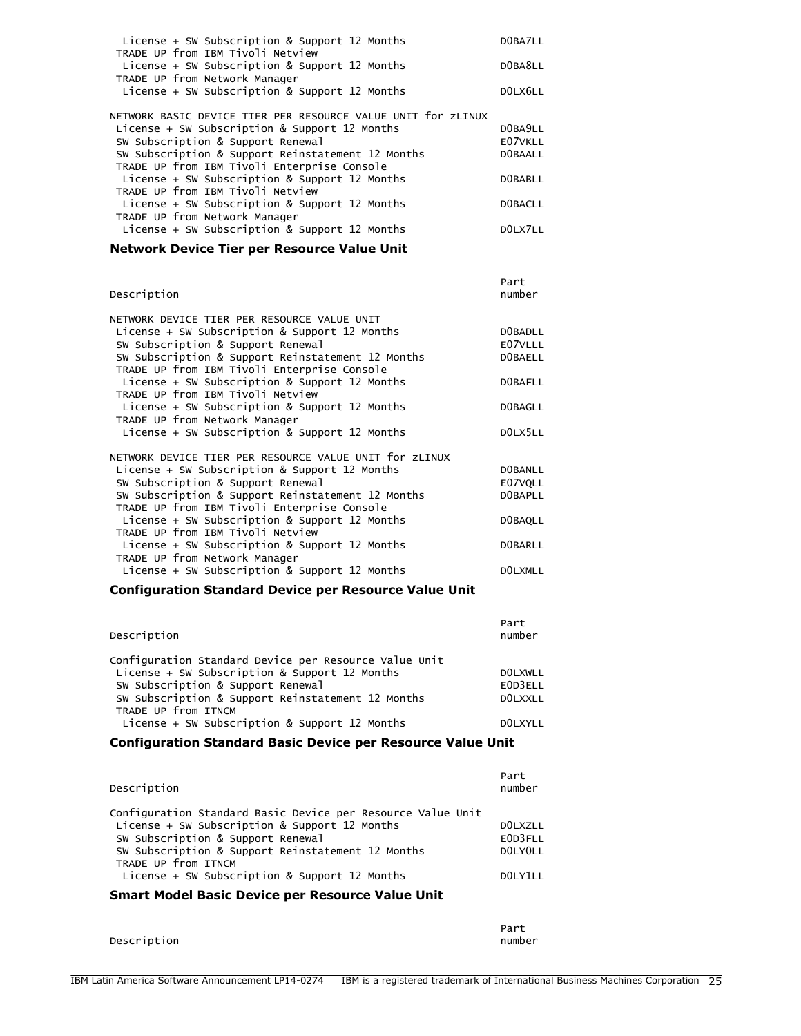| Description | Part number |
|---|---|
| License + SW Subscription & Support 12 Months | D0BA7LL |
| TRADE UP from IBM Tivoli Netview | |
| License + SW Subscription & Support 12 Months | D0BA8LL |
| TRADE UP from Network Manager | |
| License + SW Subscription & Support 12 Months | D0LX6LL |
| NETWORK BASIC DEVICE TIER PER RESOURCE VALUE UNIT for zLINUX | |
| License + SW Subscription & Support 12 Months | D0BA9LL |
| SW Subscription & Support Renewal | E07VKLL |
| SW Subscription & Support Reinstatement 12 Months | D0BAALL |
| TRADE UP from IBM Tivoli Enterprise Console | |
| License + SW Subscription & Support 12 Months | D0BABLL |
| TRADE UP from IBM Tivoli Netview | |
| License + SW Subscription & Support 12 Months | D0BACLL |
| TRADE UP from Network Manager | |
| License + SW Subscription & Support 12 Months | D0LX7LL |

### Network Device Tier per Resource Value Unit

| Description | Part number |
|---|---|
| NETWORK DEVICE TIER PER RESOURCE VALUE UNIT | |
| License + SW Subscription & Support 12 Months | D0BADLL |
| SW Subscription & Support Renewal | E07VLLL |
| SW Subscription & Support Reinstatement 12 Months | D0BAELL |
| TRADE UP from IBM Tivoli Enterprise Console | |
| License + SW Subscription & Support 12 Months | D0BAFLL |
| TRADE UP from IBM Tivoli Netview | |
| License + SW Subscription & Support 12 Months | D0BAGLL |
| TRADE UP from Network Manager | |
| License + SW Subscription & Support 12 Months | D0LX5LL |
| NETWORK DEVICE TIER PER RESOURCE VALUE UNIT for zLINUX | |
| License + SW Subscription & Support 12 Months | D0BANLL |
| SW Subscription & Support Renewal | E07VQLL |
| SW Subscription & Support Reinstatement 12 Months | D0BAPLL |
| TRADE UP from IBM Tivoli Enterprise Console | |
| License + SW Subscription & Support 12 Months | D0BAQLL |
| TRADE UP from IBM Tivoli Netview | |
| License + SW Subscription & Support 12 Months | D0BARLL |
| TRADE UP from Network Manager | |
| License + SW Subscription & Support 12 Months | D0LXMLL |

### Configuration Standard Device per Resource Value Unit

| Description | Part number |
|---|---|
| Configuration Standard Device per Resource Value Unit | |
| License + SW Subscription & Support 12 Months | D0LXWLL |
| SW Subscription & Support Renewal | E0D3ELL |
| SW Subscription & Support Reinstatement 12 Months | D0LXXLL |
| TRADE UP from ITNCM | |
| License + SW Subscription & Support 12 Months | D0LXYLL |

### Configuration Standard Basic Device per Resource Value Unit

| Description | Part number |
|---|---|
| Configuration Standard Basic Device per Resource Value Unit | |
| License + SW Subscription & Support 12 Months | D0LXZLL |
| SW Subscription & Support Renewal | E0D3FLL |
| SW Subscription & Support Reinstatement 12 Months | D0LY0LL |
| TRADE UP from ITNCM | |
| License + SW Subscription & Support 12 Months | D0LY1LL |

### Smart Model Basic Device per Resource Value Unit

| Description | Part number |
|---|---|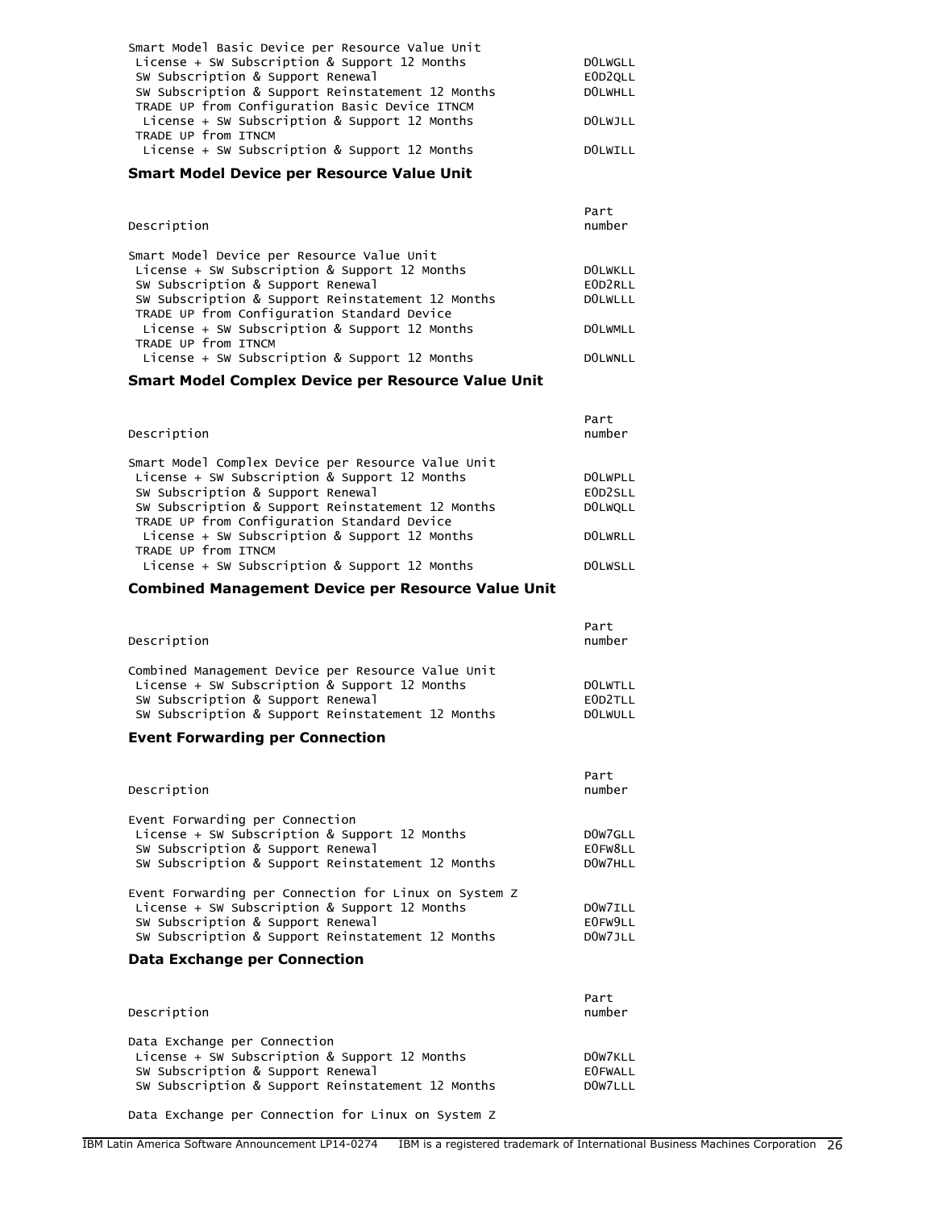| Description | Part number |
|---|---|
| Smart Model Basic Device per Resource Value Unit | |
| License + SW Subscription & Support 12 Months | D0LWGLL |
| SW Subscription & Support Renewal | E0D2QLL |
| SW Subscription & Support Reinstatement 12 Months | D0LWHLL |
| TRADE UP from Configuration Basic Device ITNCM | |
| License + SW Subscription & Support 12 Months | D0LWJLL |
| TRADE UP from ITNCM | |
| License + SW Subscription & Support 12 Months | D0LWILL |

### Smart Model Device per Resource Value Unit

| Description | Part number |
|---|---|
| Smart Model Device per Resource Value Unit | |
| License + SW Subscription & Support 12 Months | D0LWKLL |
| SW Subscription & Support Renewal | E0D2RLL |
| SW Subscription & Support Reinstatement 12 Months | D0LWLLL |
| TRADE UP from Configuration Standard Device | |
| License + SW Subscription & Support 12 Months | D0LWMLL |
| TRADE UP from ITNCM | |
| License + SW Subscription & Support 12 Months | D0LWNLL |

### Smart Model Complex Device per Resource Value Unit

| Description | Part number |
|---|---|
| Smart Model Complex Device per Resource Value Unit | |
| License + SW Subscription & Support 12 Months | D0LWPLL |
| SW Subscription & Support Renewal | E0D2SLL |
| SW Subscription & Support Reinstatement 12 Months | D0LWQLL |
| TRADE UP from Configuration Standard Device | |
| License + SW Subscription & Support 12 Months | D0LWRLL |
| TRADE UP from ITNCM | |
| License + SW Subscription & Support 12 Months | D0LWSLL |

### Combined Management Device per Resource Value Unit

| Description | Part number |
|---|---|
| Combined Management Device per Resource Value Unit | |
| License + SW Subscription & Support 12 Months | D0LWTLL |
| SW Subscription & Support Renewal | E0D2TLL |
| SW Subscription & Support Reinstatement 12 Months | D0LWULL |

### Event Forwarding per Connection

| Description | Part number |
|---|---|
| Event Forwarding per Connection | |
| License + SW Subscription & Support 12 Months | D0W7GLL |
| SW Subscription & Support Renewal | E0FW8LL |
| SW Subscription & Support Reinstatement 12 Months | D0W7HLL |
| Event Forwarding per Connection for Linux on System z | |
| License + SW Subscription & Support 12 Months | D0W7ILL |
| SW Subscription & Support Renewal | E0FW9LL |
| SW Subscription & Support Reinstatement 12 Months | D0W7JLL |

### Data Exchange per Connection

| Description | Part number |
|---|---|
| Data Exchange per Connection | |
| License + SW Subscription & Support 12 Months | D0W7KLL |
| SW Subscription & Support Renewal | E0FWALL |
| SW Subscription & Support Reinstatement 12 Months | D0W7LLL |

Data Exchange per Connection for Linux on System z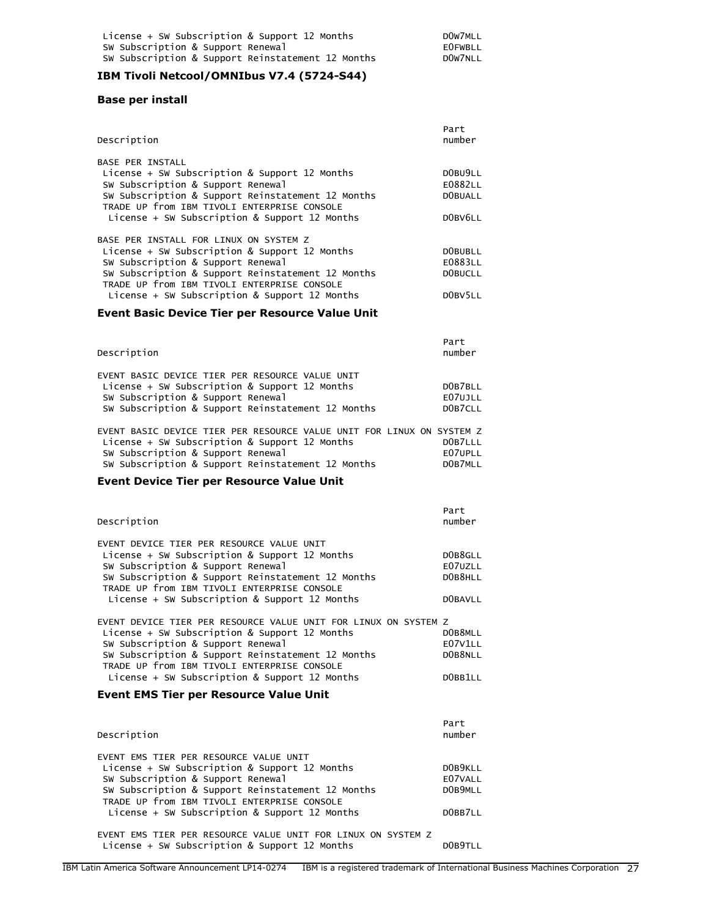| | |
|---|---|
| License + SW Subscription & Support 12 Months | D0W7MLL |
| SW Subscription & Support Renewal | E0FWBLL |
| SW Subscription & Support Reinstatement 12 Months | D0W7NLL |

**IBM Tivoli Netcool/OMNIbus V7.4 (5724-S44)**

**Base per install**

| Description | Part number |
|---|---|
| BASE PER INSTALL | |
| License + SW Subscription & Support 12 Months | D0BU9LL |
| SW Subscription & Support Renewal | E0882LL |
| SW Subscription & Support Reinstatement 12 Months | D0BUALL |
| TRADE UP from IBM TIVOLI ENTERPRISE CONSOLE | |
| License + SW Subscription & Support 12 Months | D0BV6LL |
| BASE PER INSTALL FOR LINUX ON SYSTEM Z | |
| License + SW Subscription & Support 12 Months | D0BUBLL |
| SW Subscription & Support Renewal | E0883LL |
| SW Subscription & Support Reinstatement 12 Months | D0BUCLL |
| TRADE UP from IBM TIVOLI ENTERPRISE CONSOLE | |
| License + SW Subscription & Support 12 Months | D0BV5LL |

**Event Basic Device Tier per Resource Value Unit**

| Description | Part number |
|---|---|
| EVENT BASIC DEVICE TIER PER RESOURCE VALUE UNIT | |
| License + SW Subscription & Support 12 Months | D0B7BLL |
| SW Subscription & Support Renewal | E07UJLL |
| SW Subscription & Support Reinstatement 12 Months | D0B7CLL |
| EVENT BASIC DEVICE TIER PER RESOURCE VALUE UNIT FOR LINUX ON SYSTEM Z | |
| License + SW Subscription & Support 12 Months | D0B7LLL |
| SW Subscription & Support Renewal | E07UPLL |
| SW Subscription & Support Reinstatement 12 Months | D0B7MLL |

**Event Device Tier per Resource Value Unit**

| Description | Part number |
|---|---|
| EVENT DEVICE TIER PER RESOURCE VALUE UNIT | |
| License + SW Subscription & Support 12 Months | D0B8GLL |
| SW Subscription & Support Renewal | E07UZLL |
| SW Subscription & Support Reinstatement 12 Months | D0B8HLL |
| TRADE UP from IBM TIVOLI ENTERPRISE CONSOLE | |
| License + SW Subscription & Support 12 Months | D0BAVLL |
| EVENT DEVICE TIER PER RESOURCE VALUE UNIT FOR LINUX ON SYSTEM Z | |
| License + SW Subscription & Support 12 Months | D0B8MLL |
| SW Subscription & Support Renewal | E07V1LL |
| SW Subscription & Support Reinstatement 12 Months | D0B8NLL |
| TRADE UP from IBM TIVOLI ENTERPRISE CONSOLE | |
| License + SW Subscription & Support 12 Months | D0BB1LL |

**Event EMS Tier per Resource Value Unit**

| Description | Part number |
|---|---|
| EVENT EMS TIER PER RESOURCE VALUE UNIT | |
| License + SW Subscription & Support 12 Months | D0B9KLL |
| SW Subscription & Support Renewal | E07VALL |
| SW Subscription & Support Reinstatement 12 Months | D0B9MLL |
| TRADE UP from IBM TIVOLI ENTERPRISE CONSOLE | |
| License + SW Subscription & Support 12 Months | D0BB7LL |
| EVENT EMS TIER PER RESOURCE VALUE UNIT FOR LINUX ON SYSTEM Z | |
| License + SW Subscription & Support 12 Months | D0B9TLL |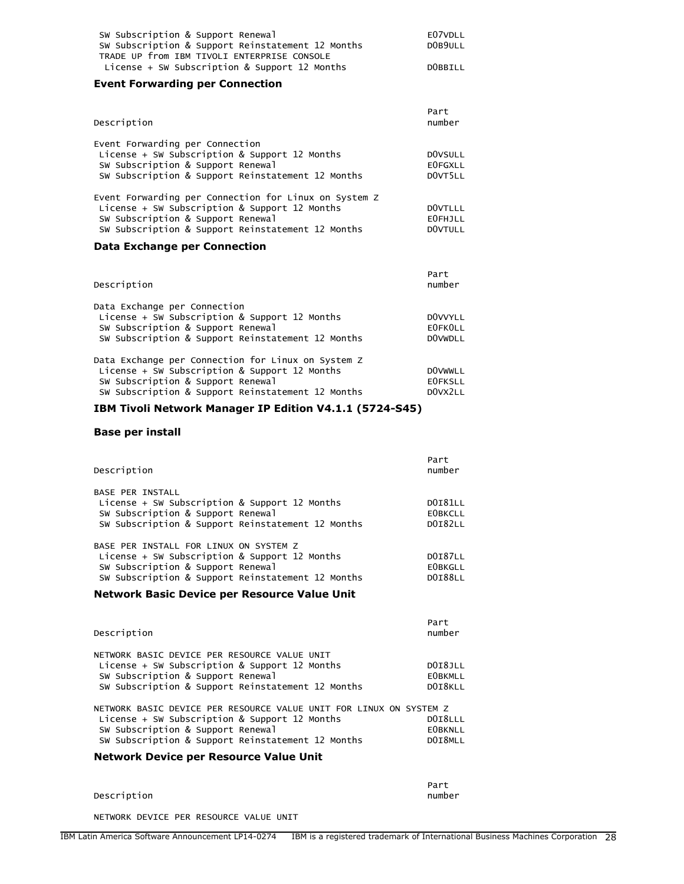| Description | Part number |
|---|---|
| SW Subscription & Support Renewal | E07VDLL |
| SW Subscription & Support Reinstatement 12 Months | D0B9ULL |
| TRADE UP from IBM TIVOLI ENTERPRISE CONSOLE | |
| License + SW Subscription & Support 12 Months | D0BBILL |

### Event Forwarding per Connection

| Description | Part number |
|---|---|
| Event Forwarding per Connection | |
| License + SW Subscription & Support 12 Months | D0VSULL |
| SW Subscription & Support Renewal | E0FGXLL |
| SW Subscription & Support Reinstatement 12 Months | D0VT5LL |
| Event Forwarding per Connection for Linux on System z | |
| License + SW Subscription & Support 12 Months | D0VTLLL |
| SW Subscription & Support Renewal | E0FHJLL |
| SW Subscription & Support Reinstatement 12 Months | D0VTULL |

### Data Exchange per Connection

| Description | Part number |
|---|---|
| Data Exchange per Connection | |
| License + SW Subscription & Support 12 Months | D0VVYLL |
| SW Subscription & Support Renewal | E0FK0LL |
| SW Subscription & Support Reinstatement 12 Months | D0VWDLL |
| Data Exchange per Connection for Linux on System z | |
| License + SW Subscription & Support 12 Months | D0VWWLL |
| SW Subscription & Support Renewal | E0FKSLL |
| SW Subscription & Support Reinstatement 12 Months | D0VX2LL |

## IBM Tivoli Network Manager IP Edition V4.1.1 (5724-S45)

### Base per install

| Description | Part number |
|---|---|
| BASE PER INSTALL | |
| License + SW Subscription & Support 12 Months | D0I81LL |
| SW Subscription & Support Renewal | E0BKCLL |
| SW Subscription & Support Reinstatement 12 Months | D0I82LL |
| BASE PER INSTALL FOR LINUX ON SYSTEM Z | |
| License + SW Subscription & Support 12 Months | D0I87LL |
| SW Subscription & Support Renewal | E0BKGLL |
| SW Subscription & Support Reinstatement 12 Months | D0I88LL |

### Network Basic Device per Resource Value Unit

| Description | Part number |
|---|---|
| NETWORK BASIC DEVICE PER RESOURCE VALUE UNIT | |
| License + SW Subscription & Support 12 Months | D0I8JLL |
| SW Subscription & Support Renewal | E0BKMLL |
| SW Subscription & Support Reinstatement 12 Months | D0I8KLL |
| NETWORK BASIC DEVICE PER RESOURCE VALUE UNIT FOR LINUX ON SYSTEM Z | |
| License + SW Subscription & Support 12 Months | D0I8LLL |
| SW Subscription & Support Renewal | E0BKNLL |
| SW Subscription & Support Reinstatement 12 Months | D0I8MLL |

### Network Device per Resource Value Unit

| Description | Part number |
|---|---|
| NETWORK DEVICE PER RESOURCE VALUE UNIT | |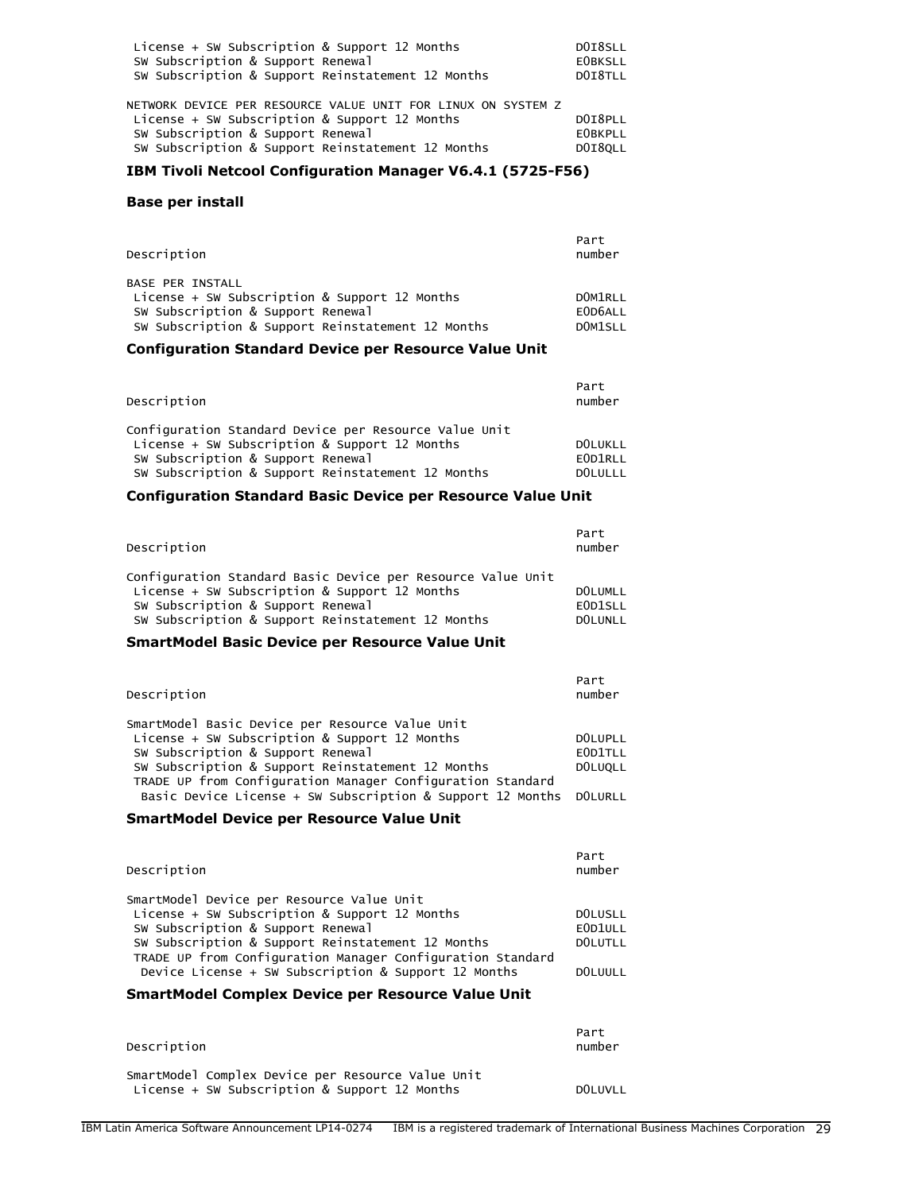| Description | Part number |
|---|---|
| License + SW Subscription & Support 12 Months | D0I8SLL |
| SW Subscription & Support Renewal | E0BKSLL |
| SW Subscription & Support Reinstatement 12 Months | D0I8TLL |
| NETWORK DEVICE PER RESOURCE VALUE UNIT FOR LINUX ON SYSTEM Z | |
| License + SW Subscription & Support 12 Months | D0I8PLL |
| SW Subscription & Support Renewal | E0BKPLL |
| SW Subscription & Support Reinstatement 12 Months | D0I8QLL |

### IBM Tivoli Netcool Configuration Manager V6.4.1 (5725-F56)

#### Base per install

| Description | Part number |
|---|---|
| BASE PER INSTALL | |
| License + SW Subscription & Support 12 Months | D0M1RLL |
| SW Subscription & Support Renewal | E0D6ALL |
| SW Subscription & Support Reinstatement 12 Months | D0M1SLL |

#### Configuration Standard Device per Resource Value Unit

| Description | Part number |
|---|---|
| Configuration Standard Device per Resource Value Unit | |
| License + SW Subscription & Support 12 Months | D0LUKLL |
| SW Subscription & Support Renewal | E0D1RLL |
| SW Subscription & Support Reinstatement 12 Months | D0LULLL |

#### Configuration Standard Basic Device per Resource Value Unit

| Description | Part number |
|---|---|
| Configuration Standard Basic Device per Resource Value Unit | |
| License + SW Subscription & Support 12 Months | D0LUMLL |
| SW Subscription & Support Renewal | E0D1SLL |
| SW Subscription & Support Reinstatement 12 Months | D0LUNLL |

#### SmartModel Basic Device per Resource Value Unit

| Description | Part number |
|---|---|
| SmartModel Basic Device per Resource Value Unit | |
| License + SW Subscription & Support 12 Months | D0LUPLL |
| SW Subscription & Support Renewal | E0D1TLL |
| SW Subscription & Support Reinstatement 12 Months | D0LUQLL |
| TRADE UP from Configuration Manager Configuration Standard Basic Device License + SW Subscription & Support 12 Months | D0LURLL |

#### SmartModel Device per Resource Value Unit

| Description | Part number |
|---|---|
| SmartModel Device per Resource Value Unit | |
| License + SW Subscription & Support 12 Months | D0LUSLL |
| SW Subscription & Support Renewal | E0D1ULL |
| SW Subscription & Support Reinstatement 12 Months | D0LUTLL |
| TRADE UP from Configuration Manager Configuration Standard Device License + SW Subscription & Support 12 Months | D0LUULL |

#### SmartModel Complex Device per Resource Value Unit

| Description | Part number |
|---|---|
| SmartModel Complex Device per Resource Value Unit | |
| License + SW Subscription & Support 12 Months | D0LUVLL |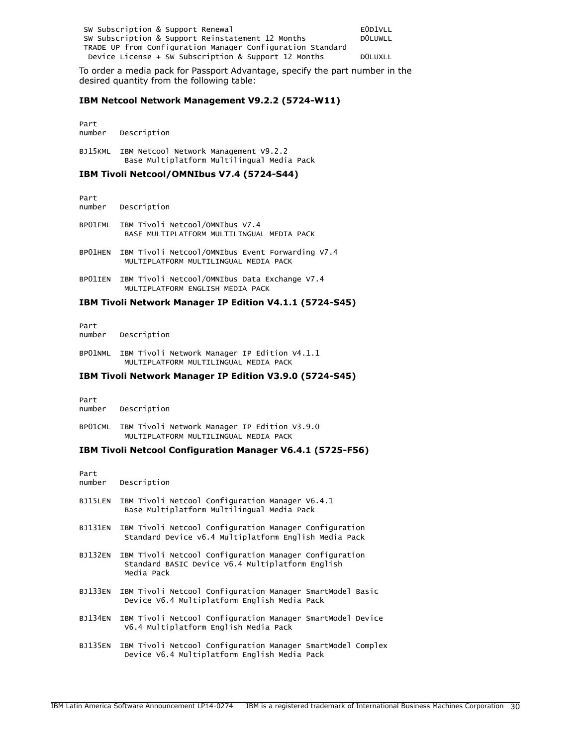```
SW Subscription & Support Renewal                               E0D1VLL
SW Subscription & Support Reinstatement 12 Months              D0LUWLL
TRADE UP from Configuration Manager Configuration Standard
 Device License + SW Subscription & Support 12 Months          D0LUXLL
```

To order a media pack for Passport Advantage, specify the part number in the desired quantity from the following table:

**IBM Netcool Network Management V9.2.2 (5724-W11)**

| Part number | Description |
|---|---|
| BJ15KML | IBM Netcool Network Management V9.2.2 Base Multiplatform Multilingual Media Pack |

**IBM Tivoli Netcool/OMNIbus V7.4 (5724-S44)**

| Part number | Description |
|---|---|
| BP01FML | IBM Tivoli Netcool/OMNIbus V7.4 BASE MULTIPLATFORM MULTILINGUAL MEDIA PACK |
| BP01HEN | IBM Tivoli Netcool/OMNIbus Event Forwarding V7.4 MULTIPLATFORM MULTILINGUAL MEDIA PACK |
| BP01IEN | IBM Tivoli Netcool/OMNIbus Data Exchange V7.4 MULTIPLATFORM ENGLISH MEDIA PACK |

**IBM Tivoli Network Manager IP Edition V4.1.1 (5724-S45)**

| Part number | Description |
|---|---|
| BP01NML | IBM Tivoli Network Manager IP Edition V4.1.1 MULTIPLATFORM MULTILINGUAL MEDIA PACK |

**IBM Tivoli Network Manager IP Edition V3.9.0 (5724-S45)**

| Part number | Description |
|---|---|
| BP01CML | IBM Tivoli Network Manager IP Edition V3.9.0 MULTIPLATFORM MULTILINGUAL MEDIA PACK |

**IBM Tivoli Netcool Configuration Manager V6.4.1 (5725-F56)**

| Part number | Description |
|---|---|
| BJ15LEN | IBM Tivoli Netcool Configuration Manager V6.4.1 Base Multiplatform Multilingual Media Pack |
| BJ131EN | IBM Tivoli Netcool Configuration Manager Configuration Standard Device v6.4 Multiplatform English Media Pack |
| BJ132EN | IBM Tivoli Netcool Configuration Manager Configuration Standard BASIC Device V6.4 Multiplatform English Media Pack |
| BJ133EN | IBM Tivoli Netcool Configuration Manager SmartModel Basic Device V6.4 Multiplatform English Media Pack |
| BJ134EN | IBM Tivoli Netcool Configuration Manager SmartModel Device V6.4 Multiplatform English Media Pack |
| BJ135EN | IBM Tivoli Netcool Configuration Manager SmartModel Complex Device V6.4 Multiplatform English Media Pack |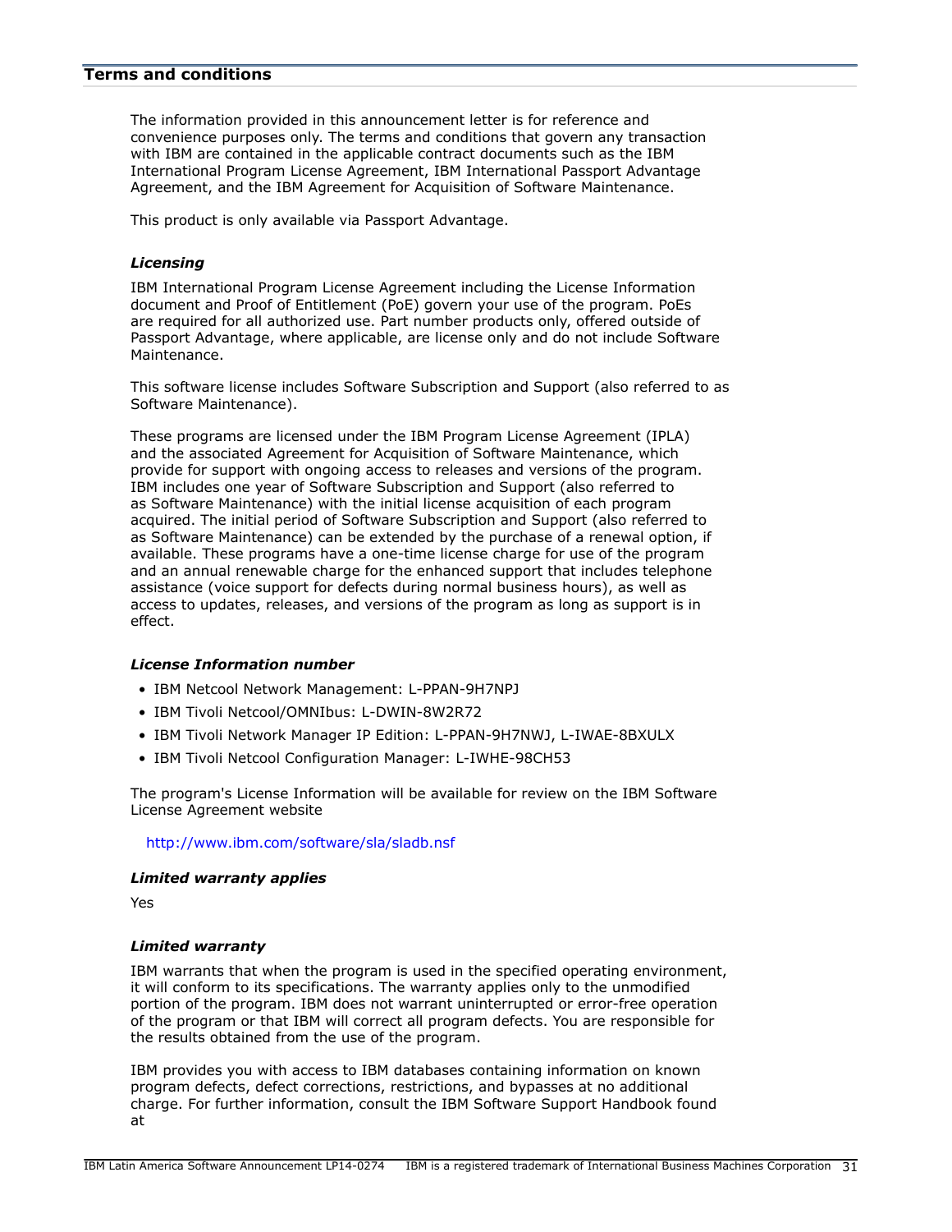## Terms and conditions

The information provided in this announcement letter is for reference and convenience purposes only. The terms and conditions that govern any transaction with IBM are contained in the applicable contract documents such as the IBM International Program License Agreement, IBM International Passport Advantage Agreement, and the IBM Agreement for Acquisition of Software Maintenance.

This product is only available via Passport Advantage.

### *Licensing*

IBM International Program License Agreement including the License Information document and Proof of Entitlement (PoE) govern your use of the program. PoEs are required for all authorized use. Part number products only, offered outside of Passport Advantage, where applicable, are license only and do not include Software Maintenance.

This software license includes Software Subscription and Support (also referred to as Software Maintenance).

These programs are licensed under the IBM Program License Agreement (IPLA) and the associated Agreement for Acquisition of Software Maintenance, which provide for support with ongoing access to releases and versions of the program. IBM includes one year of Software Subscription and Support (also referred to as Software Maintenance) with the initial license acquisition of each program acquired. The initial period of Software Subscription and Support (also referred to as Software Maintenance) can be extended by the purchase of a renewal option, if available. These programs have a one-time license charge for use of the program and an annual renewable charge for the enhanced support that includes telephone assistance (voice support for defects during normal business hours), as well as access to updates, releases, and versions of the program as long as support is in effect.

### *License Information number*

- IBM Netcool Network Management: L-PPAN-9H7NPJ
- IBM Tivoli Netcool/OMNIbus: L-DWIN-8W2R72
- IBM Tivoli Network Manager IP Edition: L-PPAN-9H7NWJ, L-IWAE-8BXULX
- IBM Tivoli Netcool Configuration Manager: L-IWHE-98CH53

The program's License Information will be available for review on the IBM Software License Agreement website

http://www.ibm.com/software/sla/sladb.nsf

### *Limited warranty applies*

Yes

### *Limited warranty*

IBM warrants that when the program is used in the specified operating environment, it will conform to its specifications. The warranty applies only to the unmodified portion of the program. IBM does not warrant uninterrupted or error-free operation of the program or that IBM will correct all program defects. You are responsible for the results obtained from the use of the program.

IBM provides you with access to IBM databases containing information on known program defects, defect corrections, restrictions, and bypasses at no additional charge. For further information, consult the IBM Software Support Handbook found at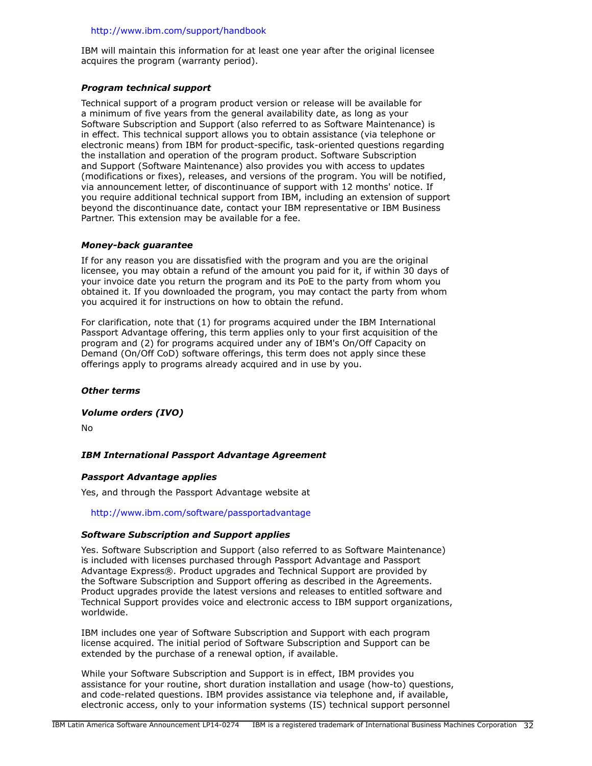http://www.ibm.com/support/handbook

IBM will maintain this information for at least one year after the original licensee acquires the program (warranty period).

***Program technical support***

Technical support of a program product version or release will be available for a minimum of five years from the general availability date, as long as your Software Subscription and Support (also referred to as Software Maintenance) is in effect. This technical support allows you to obtain assistance (via telephone or electronic means) from IBM for product-specific, task-oriented questions regarding the installation and operation of the program product. Software Subscription and Support (Software Maintenance) also provides you with access to updates (modifications or fixes), releases, and versions of the program. You will be notified, via announcement letter, of discontinuance of support with 12 months' notice. If you require additional technical support from IBM, including an extension of support beyond the discontinuance date, contact your IBM representative or IBM Business Partner. This extension may be available for a fee.

***Money-back guarantee***

If for any reason you are dissatisfied with the program and you are the original licensee, you may obtain a refund of the amount you paid for it, if within 30 days of your invoice date you return the program and its PoE to the party from whom you obtained it. If you downloaded the program, you may contact the party from whom you acquired it for instructions on how to obtain the refund.

For clarification, note that (1) for programs acquired under the IBM International Passport Advantage offering, this term applies only to your first acquisition of the program and (2) for programs acquired under any of IBM's On/Off Capacity on Demand (On/Off CoD) software offerings, this term does not apply since these offerings apply to programs already acquired and in use by you.

***Other terms***

***Volume orders (IVO)***

No

***IBM International Passport Advantage Agreement***

***Passport Advantage applies***

Yes, and through the Passport Advantage website at

http://www.ibm.com/software/passportadvantage

***Software Subscription and Support applies***

Yes. Software Subscription and Support (also referred to as Software Maintenance) is included with licenses purchased through Passport Advantage and Passport Advantage Express®. Product upgrades and Technical Support are provided by the Software Subscription and Support offering as described in the Agreements. Product upgrades provide the latest versions and releases to entitled software and Technical Support provides voice and electronic access to IBM support organizations, worldwide.

IBM includes one year of Software Subscription and Support with each program license acquired. The initial period of Software Subscription and Support can be extended by the purchase of a renewal option, if available.

While your Software Subscription and Support is in effect, IBM provides you assistance for your routine, short duration installation and usage (how-to) questions, and code-related questions. IBM provides assistance via telephone and, if available, electronic access, only to your information systems (IS) technical support personnel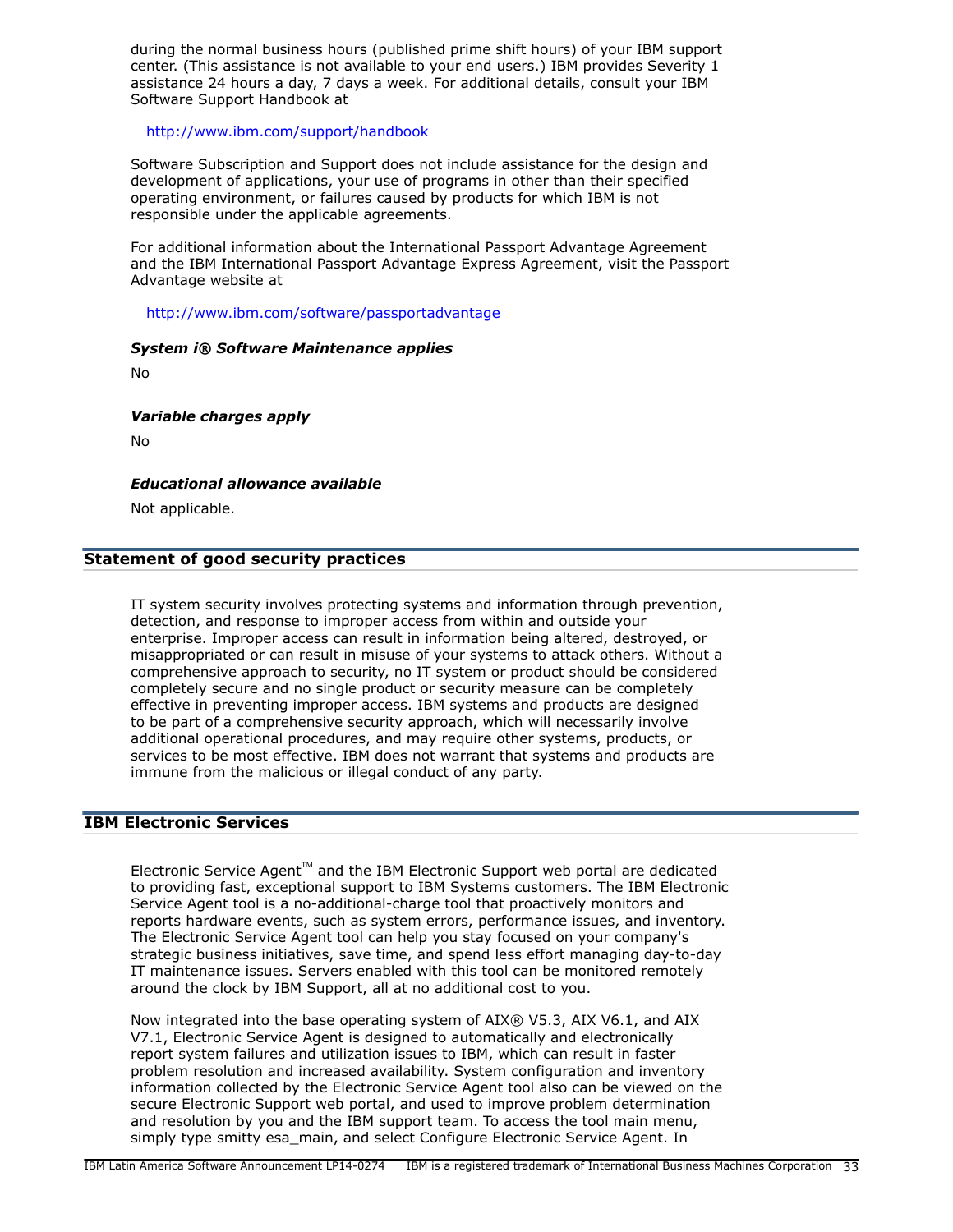during the normal business hours (published prime shift hours) of your IBM support center. (This assistance is not available to your end users.) IBM provides Severity 1 assistance 24 hours a day, 7 days a week. For additional details, consult your IBM Software Support Handbook at

http://www.ibm.com/support/handbook

Software Subscription and Support does not include assistance for the design and development of applications, your use of programs in other than their specified operating environment, or failures caused by products for which IBM is not responsible under the applicable agreements.

For additional information about the International Passport Advantage Agreement and the IBM International Passport Advantage Express Agreement, visit the Passport Advantage website at

http://www.ibm.com/software/passportadvantage

***System i® Software Maintenance applies***

No

***Variable charges apply***

No

***Educational allowance available***

Not applicable.

## Statement of good security practices

IT system security involves protecting systems and information through prevention, detection, and response to improper access from within and outside your enterprise. Improper access can result in information being altered, destroyed, or misappropriated or can result in misuse of your systems to attack others. Without a comprehensive approach to security, no IT system or product should be considered completely secure and no single product or security measure can be completely effective in preventing improper access. IBM systems and products are designed to be part of a comprehensive security approach, which will necessarily involve additional operational procedures, and may require other systems, products, or services to be most effective. IBM does not warrant that systems and products are immune from the malicious or illegal conduct of any party.

## IBM Electronic Services

Electronic Service Agent™ and the IBM Electronic Support web portal are dedicated to providing fast, exceptional support to IBM Systems customers. The IBM Electronic Service Agent tool is a no-additional-charge tool that proactively monitors and reports hardware events, such as system errors, performance issues, and inventory. The Electronic Service Agent tool can help you stay focused on your company's strategic business initiatives, save time, and spend less effort managing day-to-day IT maintenance issues. Servers enabled with this tool can be monitored remotely around the clock by IBM Support, all at no additional cost to you.

Now integrated into the base operating system of AIX® V5.3, AIX V6.1, and AIX V7.1, Electronic Service Agent is designed to automatically and electronically report system failures and utilization issues to IBM, which can result in faster problem resolution and increased availability. System configuration and inventory information collected by the Electronic Service Agent tool also can be viewed on the secure Electronic Support web portal, and used to improve problem determination and resolution by you and the IBM support team. To access the tool main menu, simply type smitty esa_main, and select Configure Electronic Service Agent. In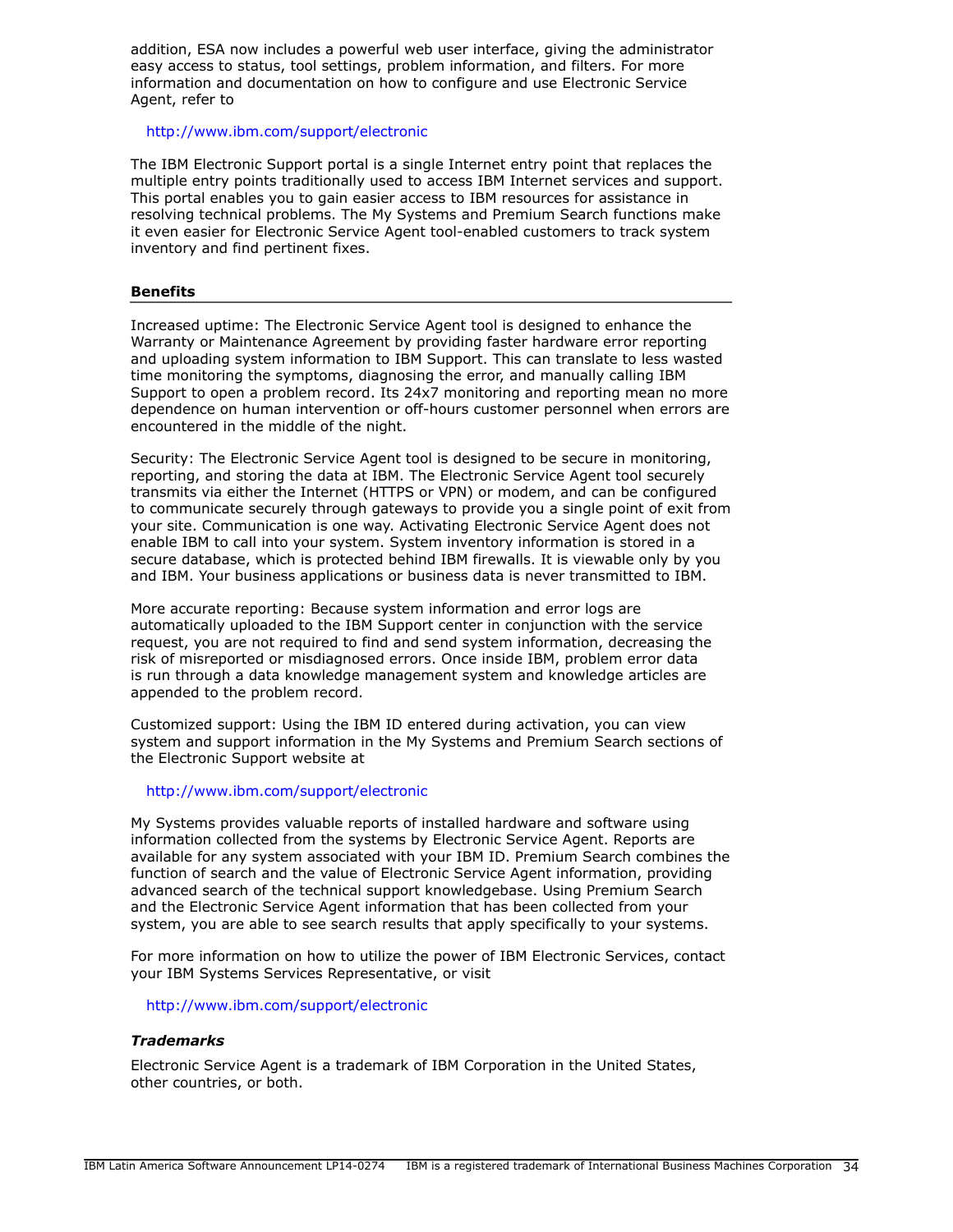addition, ESA now includes a powerful web user interface, giving the administrator easy access to status, tool settings, problem information, and filters. For more information and documentation on how to configure and use Electronic Service Agent, refer to

http://www.ibm.com/support/electronic

The IBM Electronic Support portal is a single Internet entry point that replaces the multiple entry points traditionally used to access IBM Internet services and support. This portal enables you to gain easier access to IBM resources for assistance in resolving technical problems. The My Systems and Premium Search functions make it even easier for Electronic Service Agent tool-enabled customers to track system inventory and find pertinent fixes.

**Benefits**

Increased uptime: The Electronic Service Agent tool is designed to enhance the Warranty or Maintenance Agreement by providing faster hardware error reporting and uploading system information to IBM Support. This can translate to less wasted time monitoring the symptoms, diagnosing the error, and manually calling IBM Support to open a problem record. Its 24x7 monitoring and reporting mean no more dependence on human intervention or off-hours customer personnel when errors are encountered in the middle of the night.

Security: The Electronic Service Agent tool is designed to be secure in monitoring, reporting, and storing the data at IBM. The Electronic Service Agent tool securely transmits via either the Internet (HTTPS or VPN) or modem, and can be configured to communicate securely through gateways to provide you a single point of exit from your site. Communication is one way. Activating Electronic Service Agent does not enable IBM to call into your system. System inventory information is stored in a secure database, which is protected behind IBM firewalls. It is viewable only by you and IBM. Your business applications or business data is never transmitted to IBM.

More accurate reporting: Because system information and error logs are automatically uploaded to the IBM Support center in conjunction with the service request, you are not required to find and send system information, decreasing the risk of misreported or misdiagnosed errors. Once inside IBM, problem error data is run through a data knowledge management system and knowledge articles are appended to the problem record.

Customized support: Using the IBM ID entered during activation, you can view system and support information in the My Systems and Premium Search sections of the Electronic Support website at

http://www.ibm.com/support/electronic

My Systems provides valuable reports of installed hardware and software using information collected from the systems by Electronic Service Agent. Reports are available for any system associated with your IBM ID. Premium Search combines the function of search and the value of Electronic Service Agent information, providing advanced search of the technical support knowledgebase. Using Premium Search and the Electronic Service Agent information that has been collected from your system, you are able to see search results that apply specifically to your systems.

For more information on how to utilize the power of IBM Electronic Services, contact your IBM Systems Services Representative, or visit

http://www.ibm.com/support/electronic

***Trademarks***

Electronic Service Agent is a trademark of IBM Corporation in the United States, other countries, or both.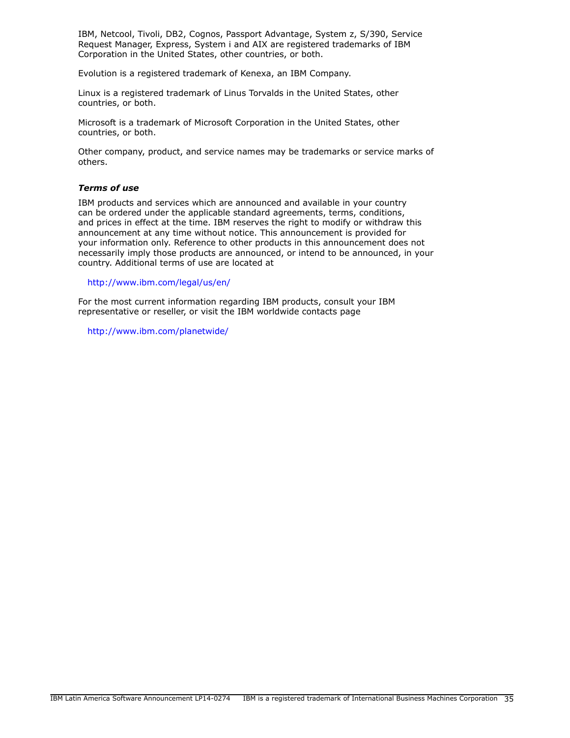IBM, Netcool, Tivoli, DB2, Cognos, Passport Advantage, System z, S/390, Service Request Manager, Express, System i and AIX are registered trademarks of IBM Corporation in the United States, other countries, or both.

Evolution is a registered trademark of Kenexa, an IBM Company.

Linux is a registered trademark of Linus Torvalds in the United States, other countries, or both.

Microsoft is a trademark of Microsoft Corporation in the United States, other countries, or both.

Other company, product, and service names may be trademarks or service marks of others.

***Terms of use***

IBM products and services which are announced and available in your country can be ordered under the applicable standard agreements, terms, conditions, and prices in effect at the time. IBM reserves the right to modify or withdraw this announcement at any time without notice. This announcement is provided for your information only. Reference to other products in this announcement does not necessarily imply those products are announced, or intend to be announced, in your country. Additional terms of use are located at

http://www.ibm.com/legal/us/en/

For the most current information regarding IBM products, consult your IBM representative or reseller, or visit the IBM worldwide contacts page

http://www.ibm.com/planetwide/